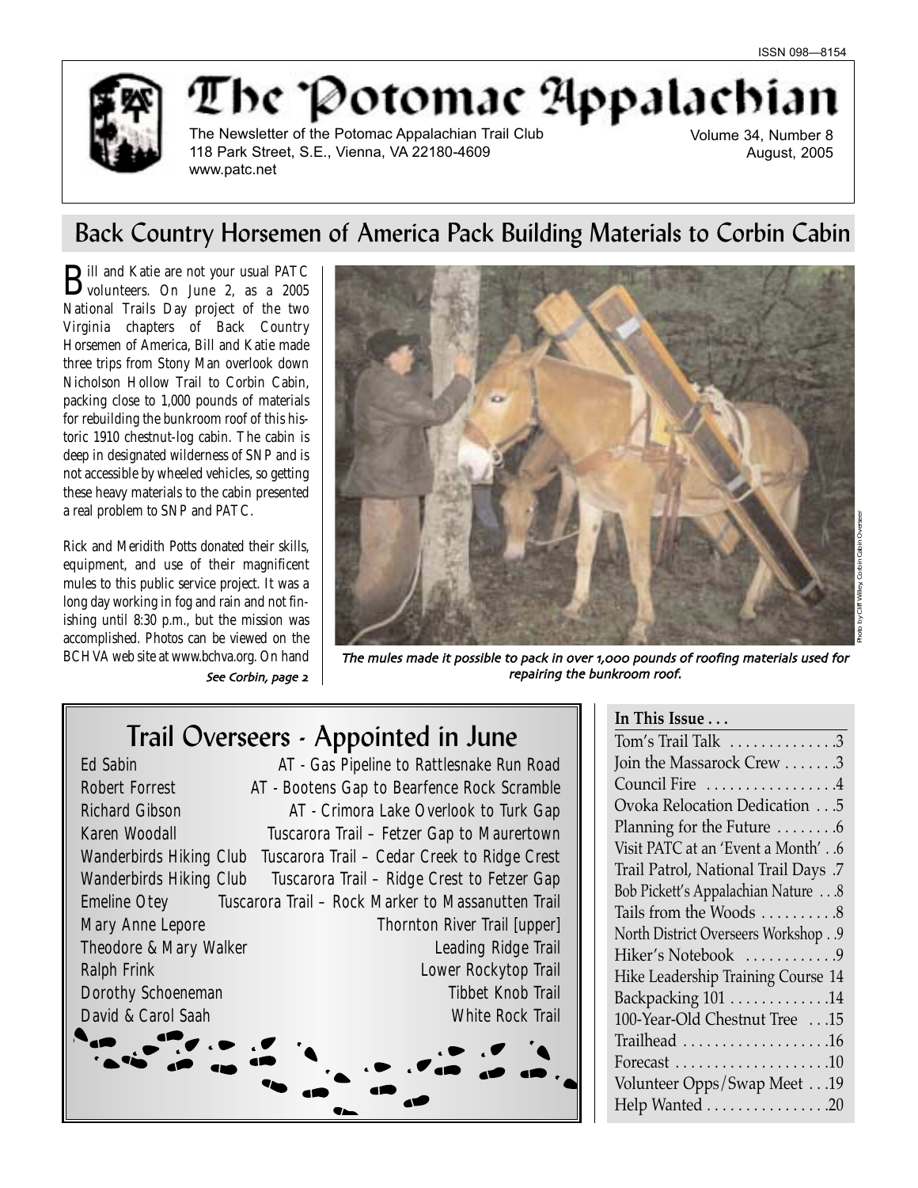ISSN 098—8154

# The Potomac Appalachian

The Newsletter of the Potomac Appalachian Trail Club
118 Park Street, S.E., Vienna, VA 22180-4609
www.patc.net

Volume 34, Number 8
August, 2005

## Back Country Horsemen of America Pack Building Materials to Corbin Cabin

Bill and Katie are not your usual PATC volunteers. On June 2, as a 2005 National Trails Day project of the two Virginia chapters of Back Country Horsemen of America, Bill and Katie made three trips from Stony Man overlook down Nicholson Hollow Trail to Corbin Cabin, packing close to 1,000 pounds of materials for rebuilding the bunkroom roof of this historic 1910 chestnut-log cabin. The cabin is deep in designated wilderness of SNP and is not accessible by wheeled vehicles, so getting these heavy materials to the cabin presented a real problem to SNP and PATC.

Rick and Meridith Potts donated their skills, equipment, and use of their magnificent mules to this public service project. It was a long day working in fog and rain and not finishing until 8:30 p.m., but the mission was accomplished. Photos can be viewed on the BCHVA web site at www.bchva.org. On hand

*See Corbin, page 2*

*The mules made it possible to pack in over 1,000 pounds of roofing materials used for repairing the bunkroom roof.*

Photo by Cliff Willey, Corbin Cabin Overseer

## Trail Overseers - Appointed in June

| | |
|---|---|
| Ed Sabin | AT - Gas Pipeline to Rattlesnake Run Road |
| Robert Forrest | AT - Bootens Gap to Bearfence Rock Scramble |
| Richard Gibson | AT - Crimora Lake Overlook to Turk Gap |
| Karen Woodall | Tuscarora Trail – Fetzer Gap to Maurertown |
| Wanderbirds Hiking Club | Tuscarora Trail – Cedar Creek to Ridge Crest |
| Wanderbirds Hiking Club | Tuscarora Trail – Ridge Crest to Fetzer Gap |
| Emeline Otey | Tuscarora Trail – Rock Marker to Massanutten Trail |
| Mary Anne Lepore | Thornton River Trail [upper] |
| Theodore & Mary Walker | Leading Ridge Trail |
| Ralph Frink | Lower Rockytop Trail |
| Dorothy Schoeneman | Tibbet Knob Trail |
| David & Carol Saah | White Rock Trail |

**In This Issue . . .**

| | |
|---|---|
| Tom's Trail Talk | 3 |
| Join the Massarock Crew | 3 |
| Council Fire | 4 |
| Ovoka Relocation Dedication | 5 |
| Planning for the Future | 6 |
| Visit PATC at an 'Event a Month' | 6 |
| Trail Patrol, National Trail Days | 7 |
| Bob Pickett's Appalachian Nature | 8 |
| Tails from the Woods | 8 |
| North District Overseers Workshop | 9 |
| Hiker's Notebook | 9 |
| Hike Leadership Training Course | 14 |
| Backpacking 101 | 14 |
| 100-Year-Old Chestnut Tree | 15 |
| Trailhead | 16 |
| Forecast | 10 |
| Volunteer Opps/Swap Meet | 19 |
| Help Wanted | 20 |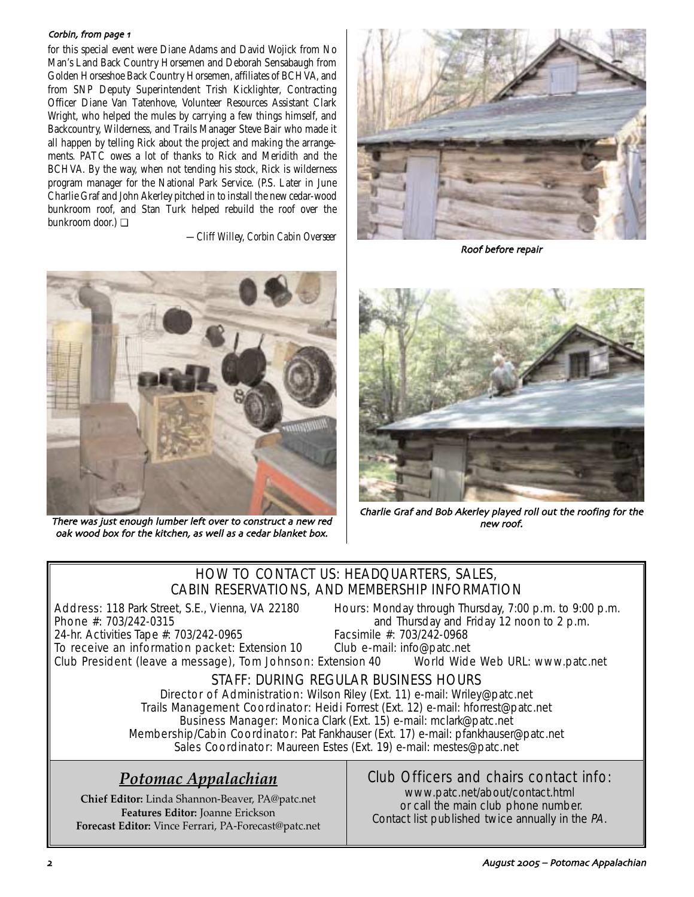*Corbin, from page 1*

for this special event were Diane Adams and David Wojick from No Man's Land Back Country Horsemen and Deborah Sensabaugh from Golden Horseshoe Back Country Horsemen, affiliates of BCHVA, and from SNP Deputy Superintendent Trish Kicklighter, Contracting Officer Diane Van Tatenhove, Volunteer Resources Assistant Clark Wright, who helped the mules by carrying a few things himself, and Backcountry, Wilderness, and Trails Manager Steve Bair who made it all happen by telling Rick about the project and making the arrangements. PATC owes a lot of thanks to Rick and Meridith and the BCHVA. By the way, when not tending his stock, Rick is wilderness program manager for the National Park Service. (P.S. Later in June Charlie Graf and John Akerley pitched in to install the new cedar-wood bunkroom roof, and Stan Turk helped rebuild the roof over the bunkroom door.) ❑

—Cliff Willey, Corbin Cabin Overseer

*Roof before repair*

*There was just enough lumber left over to construct a new red oak wood box for the kitchen, as well as a cedar blanket box.*

*Charlie Graf and Bob Akerley played roll out the roofing for the new roof.*

## HOW TO CONTACT US: HEADQUARTERS, SALES, CABIN RESERVATIONS, AND MEMBERSHIP INFORMATION

Address: 118 Park Street, S.E., Vienna, VA 22180
Phone #: 703/242-0315
24-hr. Activities Tape #: 703/242-0965
To receive an information packet: Extension 10
Club President (leave a message), Tom Johnson: Extension 40

Hours: Monday through Thursday, 7:00 p.m. to 9:00 p.m. and Thursday and Friday 12 noon to 2 p.m.
Facsimile #: 703/242-0968
Club e-mail: info@patc.net
World Wide Web URL: www.patc.net

### STAFF: DURING REGULAR BUSINESS HOURS

Director of Administration: Wilson Riley (Ext. 11) e-mail: Wriley@patc.net
Trails Management Coordinator: Heidi Forrest (Ext. 12) e-mail: hforrest@patc.net
Business Manager: Monica Clark (Ext. 15) e-mail: mclark@patc.net
Membership/Cabin Coordinator: Pat Fankhauser (Ext. 17) e-mail: pfankhauser@patc.net
Sales Coordinator: Maureen Estes (Ext. 19) e-mail: mestes@patc.net

## *Potomac Appalachian*

**Chief Editor:** Linda Shannon-Beaver, PA@patc.net
**Features Editor:** Joanne Erickson
**Forecast Editor:** Vince Ferrari, PA-Forecast@patc.net

### Club Officers and chairs contact info:

www.patc.net/about/contact.html
or call the main club phone number.
Contact list published twice annually in the *PA*.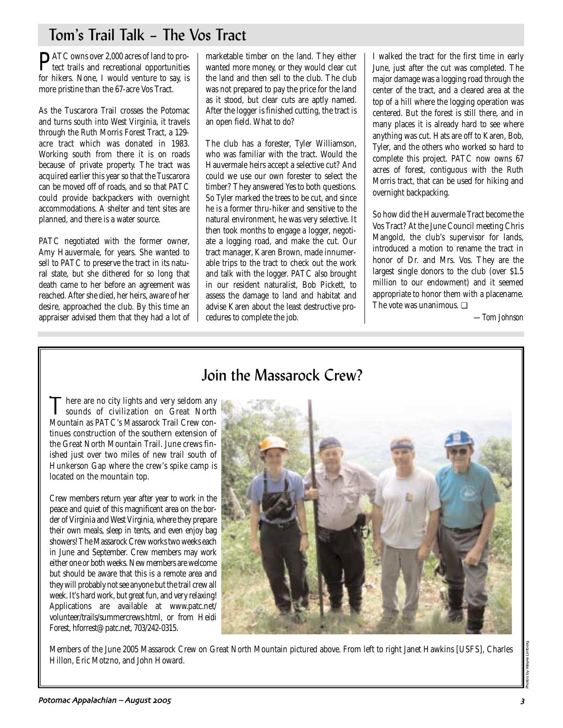## Tom's Trail Talk – The Vos Tract

PATC owns over 2,000 acres of land to protect trails and recreational opportunities for hikers. None, I would venture to say, is more pristine than the 67-acre Vos Tract.

As the Tuscarora Trail crosses the Potomac and turns south into West Virginia, it travels through the Ruth Morris Forest Tract, a 129-acre tract which was donated in 1983. Working south from there it is on roads because of private property. The tract was acquired earlier this year so that the Tuscarora can be moved off of roads, and so that PATC could provide backpackers with overnight accommodations. A shelter and tent sites are planned, and there is a water source.

PATC negotiated with the former owner, Amy Hauvermale, for years. She wanted to sell to PATC to preserve the tract in its natural state, but she dithered for so long that death came to her before an agreement was reached. After she died, her heirs, aware of her desire, approached the club. By this time an appraiser advised them that they had a lot of marketable timber on the land. They either wanted more money, or they would clear cut the land and then sell to the club. The club was not prepared to pay the price for the land as it stood, but clear cuts are aptly named. After the logger is finished cutting, the tract is an open field. What to do?

The club has a forester, Tyler Williamson, who was familiar with the tract. Would the Hauvermale heirs accept a selective cut? And could we use our own forester to select the timber? They answered Yes to both questions. So Tyler marked the trees to be cut, and since he is a former thru-hiker and sensitive to the natural environment, he was very selective. It then took months to engage a logger, negotiate a logging road, and make the cut. Our tract manager, Karen Brown, made innumerable trips to the tract to check out the work and talk with the logger. PATC also brought in our resident naturalist, Bob Pickett, to assess the damage to land and habitat and advise Karen about the least destructive procedures to complete the job.

I walked the tract for the first time in early June, just after the cut was completed. The major damage was a logging road through the center of the tract, and a cleared area at the top of a hill where the logging operation was centered. But the forest is still there, and in many places it is already hard to see where anything was cut. Hats are off to Karen, Bob, Tyler, and the others who worked so hard to complete this project. PATC now owns 67 acres of forest, contiguous with the Ruth Morris tract, that can be used for hiking and overnight backpacking.

So how did the Hauvermale Tract become the Vos Tract? At the June Council meeting Chris Mangold, the club's supervisor for lands, introduced a motion to rename the tract in honor of Dr. and Mrs. Vos. They are the largest single donors to the club (over $1.5 million to our endowment) and it seemed appropriate to honor them with a placename. The vote was unanimous. ❑

*—Tom Johnson*

## Join the Massarock Crew?

There are no city lights and very seldom any sounds of civilization on Great North Mountain as PATC's Massarock Trail Crew continues construction of the southern extension of the Great North Mountain Trail. June crews finished just over two miles of new trail south of Hunkerson Gap where the crew's spike camp is located on the mountain top.

Crew members return year after year to work in the peace and quiet of this magnificent area on the border of Virginia and West Virginia, where they prepare their own meals, sleep in tents, and even enjoy bag showers! The Massarock Crew works two weeks each in June and September. Crew members may work either one or both weeks. New members are welcome but should be aware that this is a remote area and they will probably not see anyone but the trail crew all week. It's hard work, but great fun, and very relaxing! Applications are available at www.patc.net/volunteer/trails/summercrews.html, or from Heidi Forest, hforrest@patc.net, 703/242-0315.

Members of the June 2005 Massarock Crew on Great North Mountain pictured above. From left to right Janet Hawkins [USFS], Charles Hillon, Eric Motzno, and John Howard.

Photos by Wayne Limberg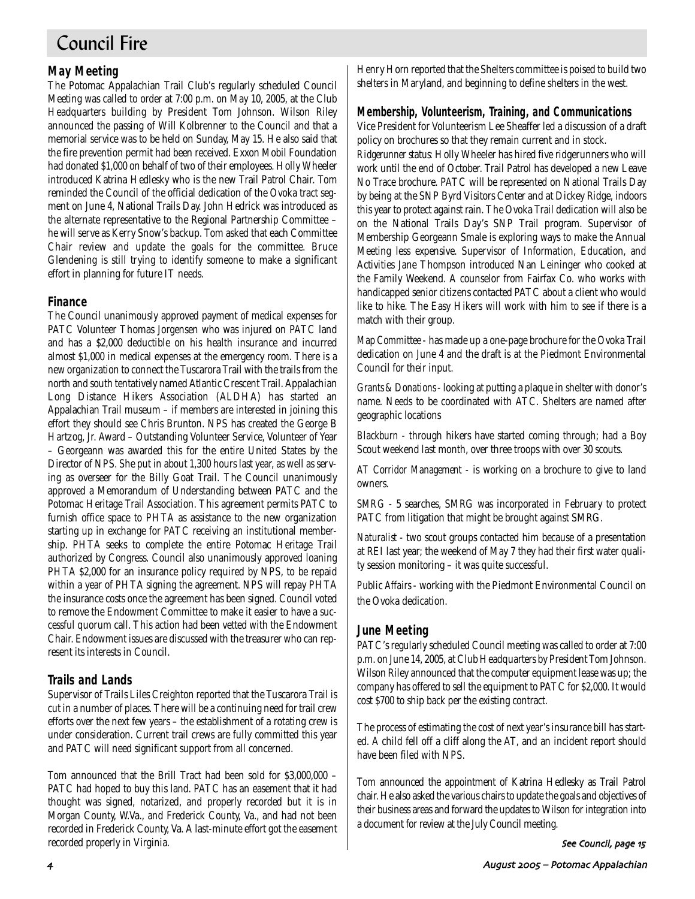# Council Fire

## May Meeting

The Potomac Appalachian Trail Club's regularly scheduled Council Meeting was called to order at 7:00 p.m. on May 10, 2005, at the Club Headquarters building by President Tom Johnson. Wilson Riley announced the passing of Will Kolbrenner to the Council and that a memorial service was to be held on Sunday, May 15. He also said that the fire prevention permit had been received. Exxon Mobil Foundation had donated $1,000 on behalf of two of their employees. Holly Wheeler introduced Katrina Hedlesky who is the new Trail Patrol Chair. Tom reminded the Council of the official dedication of the Ovoka tract segment on June 4, National Trails Day. John Hedrick was introduced as the alternate representative to the Regional Partnership Committee – he will serve as Kerry Snow's backup. Tom asked that each Committee Chair review and update the goals for the committee. Bruce Glendening is still trying to identify someone to make a significant effort in planning for future IT needs.

## Finance

The Council unanimously approved payment of medical expenses for PATC Volunteer Thomas Jorgensen who was injured on PATC land and has a $2,000 deductible on his health insurance and incurred almost $1,000 in medical expenses at the emergency room. There is a new organization to connect the Tuscarora Trail with the trails from the north and south tentatively named Atlantic Crescent Trail. Appalachian Long Distance Hikers Association (ALDHA) has started an Appalachian Trail museum – if members are interested in joining this effort they should see Chris Brunton. NPS has created the George B Hartzog, Jr. Award – Outstanding Volunteer Service, Volunteer of Year – Georgeann was awarded this for the entire United States by the Director of NPS. She put in about 1,300 hours last year, as well as serving as overseer for the Billy Goat Trail. The Council unanimously approved a Memorandum of Understanding between PATC and the Potomac Heritage Trail Association. This agreement permits PATC to furnish office space to PHTA as assistance to the new organization starting up in exchange for PATC receiving an institutional membership. PHTA seeks to complete the entire Potomac Heritage Trail authorized by Congress. Council also unanimously approved loaning PHTA $2,000 for an insurance policy required by NPS, to be repaid within a year of PHTA signing the agreement. NPS will repay PHTA the insurance costs once the agreement has been signed. Council voted to remove the Endowment Committee to make it easier to have a successful quorum call. This action had been vetted with the Endowment Chair. Endowment issues are discussed with the treasurer who can represent its interests in Council.

## Trails and Lands

Supervisor of Trails Liles Creighton reported that the Tuscarora Trail is cut in a number of places. There will be a continuing need for trail crew efforts over the next few years – the establishment of a rotating crew is under consideration. Current trail crews are fully committed this year and PATC will need significant support from all concerned.

Tom announced that the Brill Tract had been sold for $3,000,000 – PATC had hoped to buy this land. PATC has an easement that it had thought was signed, notarized, and properly recorded but it is in Morgan County, W.Va., and Frederick County, Va., and had not been recorded in Frederick County, Va. A last-minute effort got the easement recorded properly in Virginia.

Henry Horn reported that the Shelters committee is poised to build two shelters in Maryland, and beginning to define shelters in the west.

## Membership, Volunteerism, Training, and Communications

Vice President for Volunteerism Lee Sheaffer led a discussion of a draft policy on brochures so that they remain current and in stock.

*Ridgerunner status*: Holly Wheeler has hired five ridgerunners who will work until the end of October. Trail Patrol has developed a new Leave No Trace brochure. PATC will be represented on National Trails Day by being at the SNP Byrd Visitors Center and at Dickey Ridge, indoors this year to protect against rain. The Ovoka Trail dedication will also be on the National Trails Day's SNP Trail program. Supervisor of Membership Georgeann Smale is exploring ways to make the Annual Meeting less expensive. Supervisor of Information, Education, and Activities Jane Thompson introduced Nan Leininger who cooked at the Family Weekend. A counselor from Fairfax Co. who works with handicapped senior citizens contacted PATC about a client who would like to hike. The Easy Hikers will work with him to see if there is a match with their group.

*Map Committee* - has made up a one-page brochure for the Ovoka Trail dedication on June 4 and the draft is at the Piedmont Environmental Council for their input.

*Grants & Donations* - looking at putting a plaque in shelter with donor's name. Needs to be coordinated with ATC. Shelters are named after geographic locations

*Blackburn* - through hikers have started coming through; had a Boy Scout weekend last month, over three troops with over 30 scouts.

*AT Corridor Management* - is working on a brochure to give to land owners.

*SMRG* - 5 searches, SMRG was incorporated in February to protect PATC from litigation that might be brought against SMRG.

*Naturalist* - two scout groups contacted him because of a presentation at REI last year; the weekend of May 7 they had their first water quality session monitoring – it was quite successful.

*Public Affairs* - working with the Piedmont Environmental Council on the Ovoka dedication.

## June Meeting

PATC's regularly scheduled Council meeting was called to order at 7:00 p.m. on June 14, 2005, at Club Headquarters by President Tom Johnson. Wilson Riley announced that the computer equipment lease was up; the company has offered to sell the equipment to PATC for $2,000. It would cost $700 to ship back per the existing contract.

The process of estimating the cost of next year's insurance bill has started. A child fell off a cliff along the AT, and an incident report should have been filed with NPS.

Tom announced the appointment of Katrina Hedlesky as Trail Patrol chair. He also asked the various chairs to update the goals and objectives of their business areas and forward the updates to Wilson for integration into a document for review at the July Council meeting.

*See Council, page 15*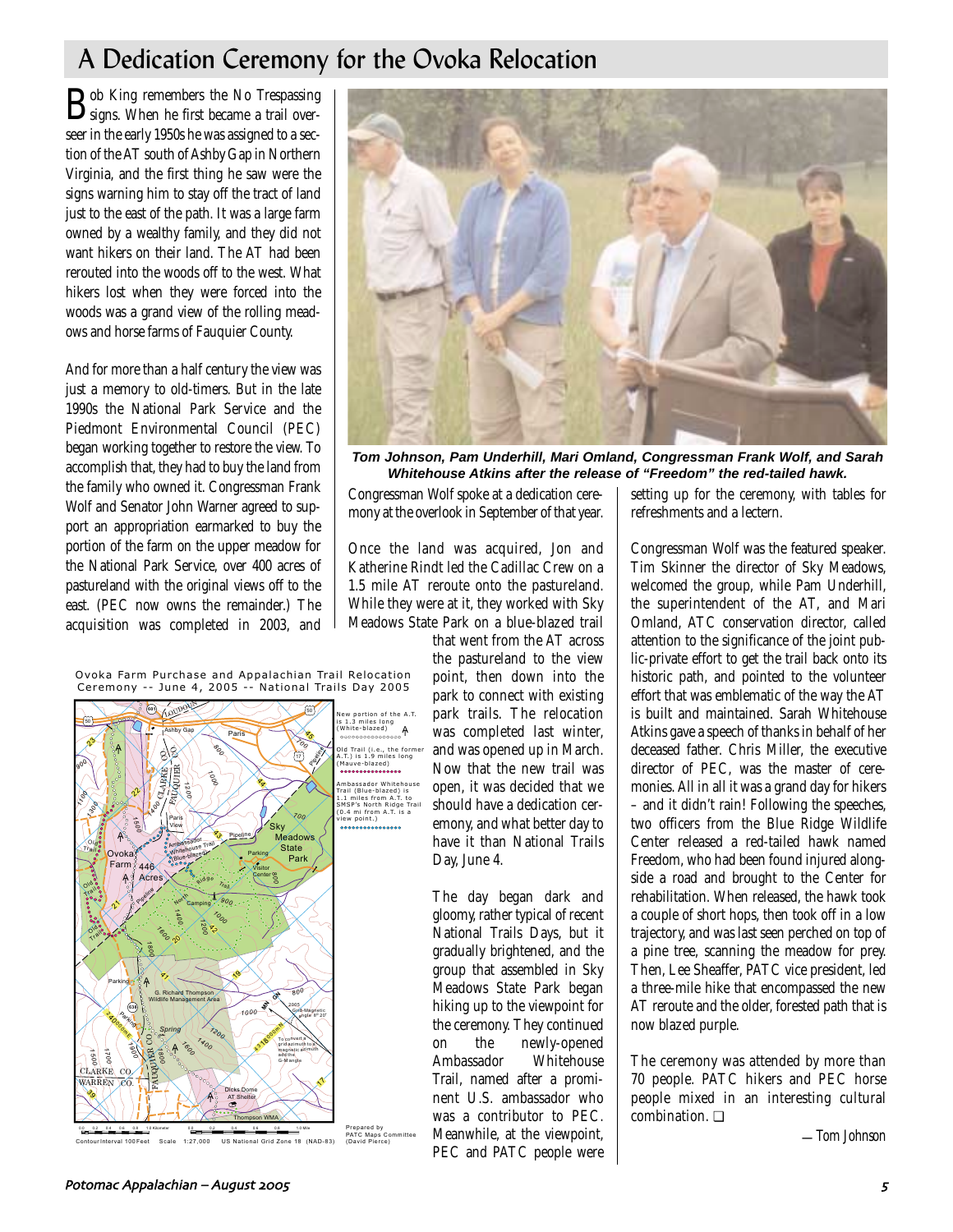# A Dedication Ceremony for the Ovoka Relocation

Bob King remembers the No Trespassing signs. When he first became a trail overseer in the early 1950s he was assigned to a section of the AT south of Ashby Gap in Northern Virginia, and the first thing he saw were the signs warning him to stay off the tract of land just to the east of the path. It was a large farm owned by a wealthy family, and they did not want hikers on their land. The AT had been rerouted into the woods off to the west. What hikers lost when they were forced into the woods was a grand view of the rolling meadows and horse farms of Fauquier County.

And for more than a half century the view was just a memory to old-timers. But in the late 1990s the National Park Service and the Piedmont Environmental Council (PEC) began working together to restore the view. To accomplish that, they had to buy the land from the family who owned it. Congressman Frank Wolf and Senator John Warner agreed to support an appropriation earmarked to buy the portion of the farm on the upper meadow for the National Park Service, over 400 acres of pastureland with the original views off to the east. (PEC now owns the remainder.) The acquisition was completed in 2003, and Congressman Wolf spoke at a dedication ceremony at the overlook in September of that year.

**Tom Johnson, Pam Underhill, Mari Omland, Congressman Frank Wolf, and Sarah Whitehouse Atkins after the release of "Freedom" the red-tailed hawk.**

Once the land was acquired, Jon and Katherine Rindt led the Cadillac Crew on a 1.5 mile AT reroute onto the pastureland. While they were at it, they worked with Sky Meadows State Park on a blue-blazed trail that went from the AT across the pastureland to the view point, then down into the park to connect with existing park trails. The relocation was completed last winter, and was opened up in March. Now that the new trail was open, it was decided that we should have a dedication ceremony, and what better day to have it than National Trails Day, June 4.

Ovoka Farm Purchase and Appalachian Trail Relocation Ceremony -- June 4, 2005 -- National Trails Day 2005

New portion of the A.T. is 1.3 miles long (White-blazed)

Old Trail (i.e., the former A.T.) is 1.9 miles long (Mauve-blazed)

Ambassador Whitehouse Trail (Blue-blazed) is 1.1 miles from A.T. to SMSP's North Ridge Trail (0.4 mi from A.T. is a view point.)

Contour Interval 100 Feet Scale 1:27,000 US National Grid Zone 18 (NAD-83)

Prepared by PATC Maps Committee (David Pierce)

The day began dark and gloomy, rather typical of recent National Trails Days, but it gradually brightened, and the group that assembled in Sky Meadows State Park began hiking up to the viewpoint for the ceremony. They continued on the newly-opened Ambassador Whitehouse Trail, named after a prominent U.S. ambassador who was a contributor to PEC. Meanwhile, at the viewpoint, PEC and PATC people were setting up for the ceremony, with tables for refreshments and a lectern.

Congressman Wolf was the featured speaker. Tim Skinner the director of Sky Meadows, welcomed the group, while Pam Underhill, the superintendent of the AT, and Mari Omland, ATC conservation director, called attention to the significance of the joint public-private effort to get the trail back onto its historic path, and pointed to the volunteer effort that was emblematic of the way the AT is built and maintained. Sarah Whitehouse Atkins gave a speech of thanks in behalf of her deceased father. Chris Miller, the executive director of PEC, was the master of ceremonies. All in all it was a grand day for hikers – and it didn't rain! Following the speeches, two officers from the Blue Ridge Wildlife Center released a red-tailed hawk named Freedom, who had been found injured alongside a road and brought to the Center for rehabilitation. When released, the hawk took a couple of short hops, then took off in a low trajectory, and was last seen perched on top of a pine tree, scanning the meadow for prey. Then, Lee Sheaffer, PATC vice president, led a three-mile hike that encompassed the new AT reroute and the older, forested path that is now blazed purple.

The ceremony was attended by more than 70 people. PATC hikers and PEC horse people mixed in an interesting cultural combination. ❑

*—Tom Johnson*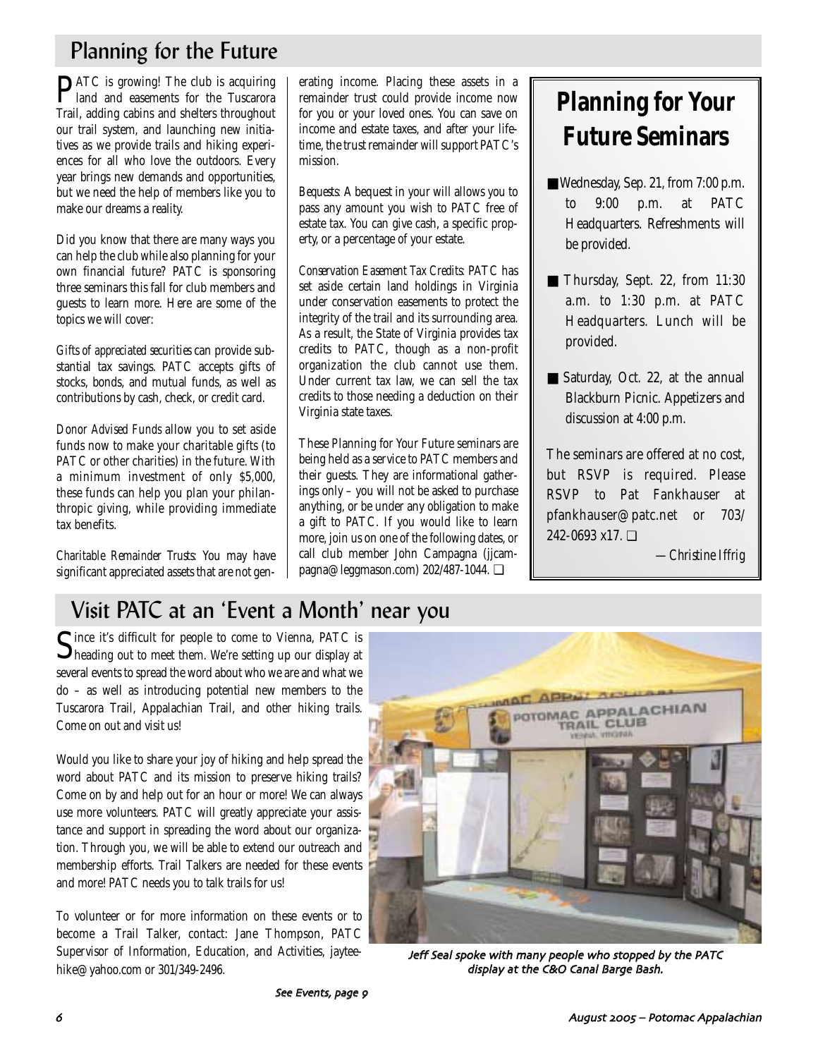## Planning for the Future

PATC is growing! The club is acquiring land and easements for the Tuscarora Trail, adding cabins and shelters throughout our trail system, and launching new initiatives as we provide trails and hiking experiences for all who love the outdoors. Every year brings new demands and opportunities, but we need the help of members like you to make our dreams a reality.

Did you know that there are many ways you can help the club while also planning for your own financial future? PATC is sponsoring three seminars this fall for club members and guests to learn more. Here are some of the topics we will cover:

*Gifts of appreciated securities* can provide substantial tax savings. PATC accepts gifts of stocks, bonds, and mutual funds, as well as contributions by cash, check, or credit card.

*Donor Advised Funds* allow you to set aside funds now to make your charitable gifts (to PATC or other charities) in the future. With a minimum investment of only $5,000, these funds can help you plan your philanthropic giving, while providing immediate tax benefits.

*Charitable Remainder Trusts*: You may have significant appreciated assets that are not generating income. Placing these assets in a remainder trust could provide income now for you or your loved ones. You can save on income and estate taxes, and after your lifetime, the trust remainder will support PATC's mission.

*Bequests*: A bequest in your will allows you to pass any amount you wish to PATC free of estate tax. You can give cash, a specific property, or a percentage of your estate.

*Conservation Easement Tax Credits*: PATC has set aside certain land holdings in Virginia under conservation easements to protect the integrity of the trail and its surrounding area. As a result, the State of Virginia provides tax credits to PATC, though as a non-profit organization the club cannot use them. Under current tax law, we can sell the tax credits to those needing a deduction on their Virginia state taxes.

These Planning for Your Future seminars are being held as a service to PATC members and their guests. They are informational gatherings only – you will not be asked to purchase anything, or be under any obligation to make a gift to PATC. If you would like to learn more, join us on one of the following dates, or call club member John Campagna (jjcampagna@leggmason.com) 202/487-1044. ❑

### Planning for Your Future Seminars

- Wednesday, Sep. 21, from 7:00 p.m. to 9:00 p.m. at PATC Headquarters. Refreshments will be provided.
- Thursday, Sept. 22, from 11:30 a.m. to 1:30 p.m. at PATC Headquarters. Lunch will be provided.
- Saturday, Oct. 22, at the annual Blackburn Picnic. Appetizers and discussion at 4:00 p.m.

The seminars are offered at no cost, but RSVP is required. Please RSVP to Pat Fankhauser at pfankhauser@patc.net or 703/242-0693 x17. ❑

*—Christine Iffrig*

## Visit PATC at an 'Event a Month' near you

Since it's difficult for people to come to Vienna, PATC is heading out to meet them. We're setting up our display at several events to spread the word about who we are and what we do – as well as introducing potential new members to the Tuscarora Trail, Appalachian Trail, and other hiking trails. Come on out and visit us!

Would you like to share your joy of hiking and help spread the word about PATC and its mission to preserve hiking trails? Come on by and help out for an hour or more! We can always use more volunteers. PATC will greatly appreciate your assistance and support in spreading the word about our organization. Through you, we will be able to extend our outreach and membership efforts. Trail Talkers are needed for these events and more! PATC needs you to talk trails for us!

To volunteer or for more information on these events or to become a Trail Talker, contact: Jane Thompson, PATC Supervisor of Information, Education, and Activities, jayteehike@yahoo.com or 301/349-2496.

*Jeff Seal spoke with many people who stopped by the PATC display at the C&O Canal Barge Bash.*

*See Events, page 9*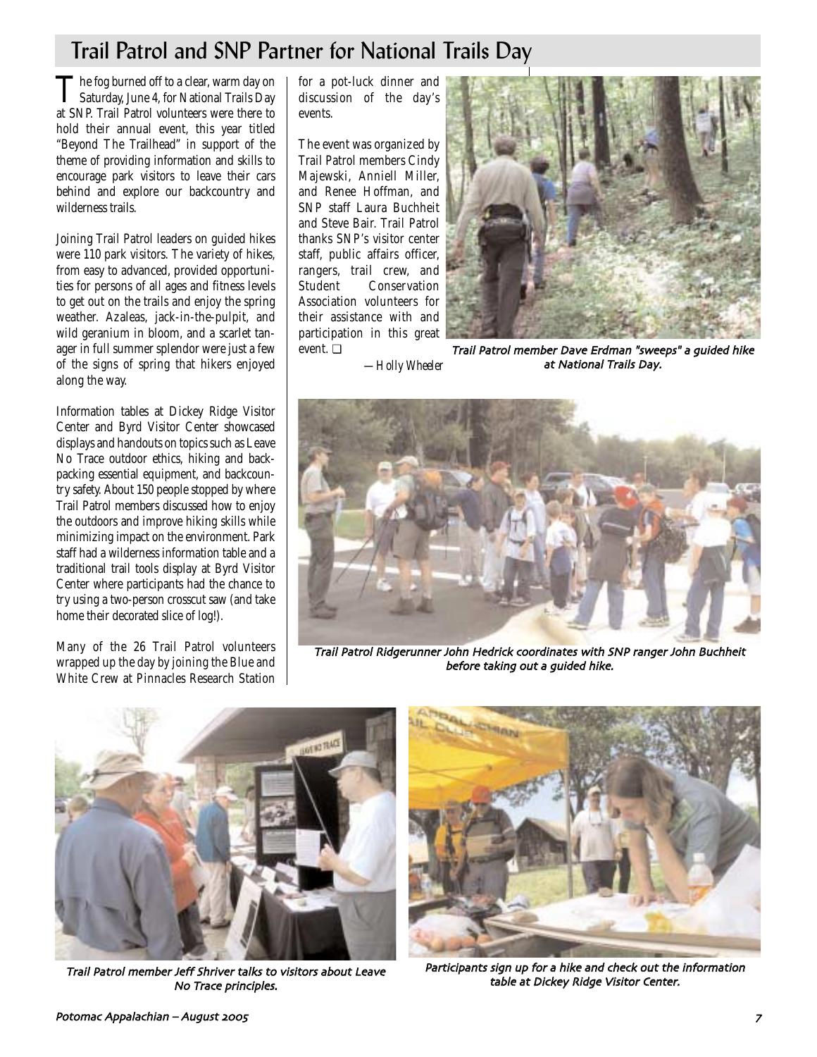## Trail Patrol and SNP Partner for National Trails Day

The fog burned off to a clear, warm day on Saturday, June 4, for National Trails Day at SNP. Trail Patrol volunteers were there to hold their annual event, this year titled "Beyond The Trailhead" in support of the theme of providing information and skills to encourage park visitors to leave their cars behind and explore our backcountry and wilderness trails.

Joining Trail Patrol leaders on guided hikes were 110 park visitors. The variety of hikes, from easy to advanced, provided opportunities for persons of all ages and fitness levels to get out on the trails and enjoy the spring weather. Azaleas, jack-in-the-pulpit, and wild geranium in bloom, and a scarlet tanager in full summer splendor were just a few of the signs of spring that hikers enjoyed along the way.

Information tables at Dickey Ridge Visitor Center and Byrd Visitor Center showcased displays and handouts on topics such as Leave No Trace outdoor ethics, hiking and backpacking essential equipment, and backcountry safety. About 150 people stopped by where Trail Patrol members discussed how to enjoy the outdoors and improve hiking skills while minimizing impact on the environment. Park staff had a wilderness information table and a traditional trail tools display at Byrd Visitor Center where participants had the chance to try using a two-person crosscut saw (and take home their decorated slice of log!).

Many of the 26 Trail Patrol volunteers wrapped up the day by joining the Blue and White Crew at Pinnacles Research Station for a pot-luck dinner and discussion of the day's events.

The event was organized by Trail Patrol members Cindy Majewski, Anniell Miller, and Renee Hoffman, and SNP staff Laura Buchheit and Steve Bair. Trail Patrol thanks SNP's visitor center staff, public affairs officer, rangers, trail crew, and Student Conservation Association volunteers for their assistance with and participation in this great event. ❑

*—Holly Wheeler*

*Trail Patrol member Dave Erdman "sweeps" a guided hike at National Trails Day.*

*Trail Patrol Ridgerunner John Hedrick coordinates with SNP ranger John Buchheit before taking out a guided hike.*

*Trail Patrol member Jeff Shriver talks to visitors about Leave No Trace principles.*

*Participants sign up for a hike and check out the information table at Dickey Ridge Visitor Center.*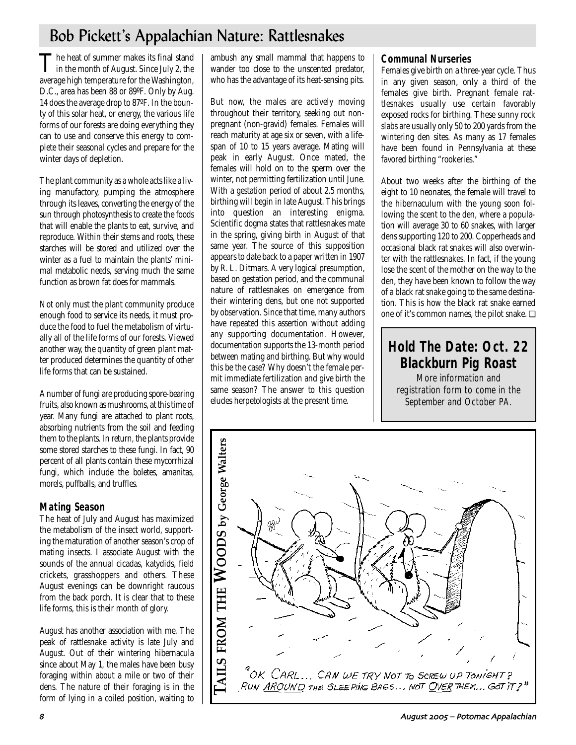# Bob Pickett's Appalachian Nature: Rattlesnakes

The heat of summer makes its final stand in the month of August. Since July 2, the average high temperature for the Washington, D.C., area has been 88 or 89ºF. Only by Aug. 14 does the average drop to 87ºF. In the bounty of this solar heat, or energy, the various life forms of our forests are doing everything they can to use and conserve this energy to complete their seasonal cycles and prepare for the winter days of depletion.

The plant community as a whole acts like a living manufactory, pumping the atmosphere through its leaves, converting the energy of the sun through photosynthesis to create the foods that will enable the plants to eat, survive, and reproduce. Within their stems and roots, these starches will be stored and utilized over the winter as a fuel to maintain the plants' minimal metabolic needs, serving much the same function as brown fat does for mammals.

Not only must the plant community produce enough food to service its needs, it must produce the food to fuel the metabolism of virtually all of the life forms of our forests. Viewed another way, the quantity of green plant matter produced determines the quantity of other life forms that can be sustained.

A number of fungi are producing spore-bearing fruits, also known as mushrooms, at this time of year. Many fungi are attached to plant roots, absorbing nutrients from the soil and feeding them to the plants. In return, the plants provide some stored starches to these fungi. In fact, 90 percent of all plants contain these mycorrhizal fungi, which include the boletes, amanitas, morels, puffballs, and truffles.

## Mating Season

The heat of July and August has maximized the metabolism of the insect world, supporting the maturation of another season's crop of mating insects. I associate August with the sounds of the annual cicadas, katydids, field crickets, grasshoppers and others. These August evenings can be downright raucous from the back porch. It is clear that to these life forms, this is their month of glory.

August has another association with me. The peak of rattlesnake activity is late July and August. Out of their wintering hibernacula since about May 1, the males have been busy foraging within about a mile or two of their dens. The nature of their foraging is in the form of lying in a coiled position, waiting to ambush any small mammal that happens to wander too close to the unscented predator, who has the advantage of its heat-sensing pits.

But now, the males are actively moving throughout their territory, seeking out non-pregnant (non-gravid) females. Females will reach maturity at age six or seven, with a lifespan of 10 to 15 years average. Mating will peak in early August. Once mated, the females will hold on to the sperm over the winter, not permitting fertilization until June. With a gestation period of about 2.5 months, birthing will begin in late August. This brings into question an interesting enigma. Scientific dogma states that rattlesnakes mate in the spring, giving birth in August of that same year. The source of this supposition appears to date back to a paper written in 1907 by R. L. Ditmars. A very logical presumption, based on gestation period, and the communal nature of rattlesnakes on emergence from their wintering dens, but one not supported by observation. Since that time, many authors have repeated this assertion without adding any supporting documentation. However, documentation supports the 13-month period between mating and birthing. But why would this be the case? Why doesn't the female permit immediate fertilization and give birth the same season? The answer to this question eludes herpetologists at the present time.

## Communal Nurseries

Females give birth on a three-year cycle. Thus in any given season, only a third of the females give birth. Pregnant female rattlesnakes usually use certain favorably exposed rocks for birthing. These sunny rock slabs are usually only 50 to 200 yards from the wintering den sites. As many as 17 females have been found in Pennsylvania at these favored birthing "rookeries."

About two weeks after the birthing of the eight to 10 neonates, the female will travel to the hibernaculum with the young soon following the scent to the den, where a population will average 30 to 60 snakes, with larger dens supporting 120 to 200. Copperheads and occasional black rat snakes will also overwinter with the rattlesnakes. In fact, if the young lose the scent of the mother on the way to the den, they have been known to follow the way of a black rat snake going to the same destination. This is how the black rat snake earned one of it's common names, the pilot snake. ❑

## Hold The Date: Oct. 22 Blackburn Pig Roast

*More information and registration form to come in the September and October PA.*

**TAILS FROM THE WOODS by George Walters**

"OK CARL... CAN WE TRY NOT TO SCREW UP TONIGHT? RUN AROUND THE SLEEPING BAGS... NOT OVER THEM... GOT IT?"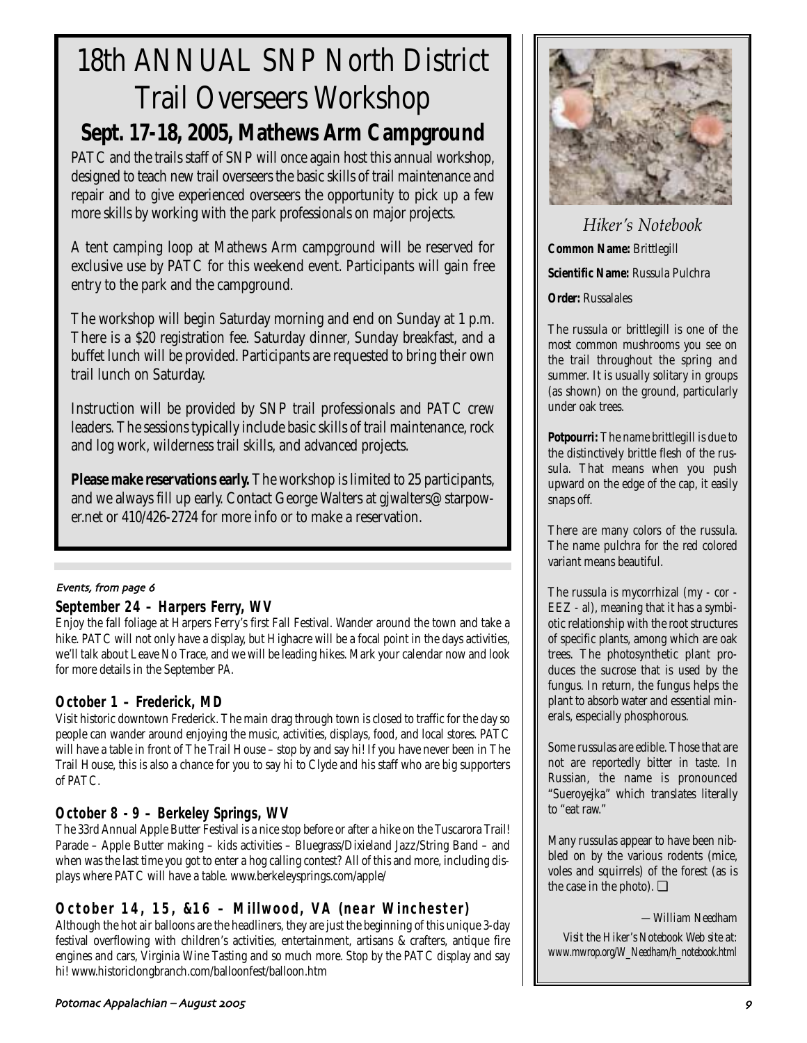# 18th ANNUAL SNP North District Trail Overseers Workshop

## Sept. 17-18, 2005, Mathews Arm Campground

PATC and the trails staff of SNP will once again host this annual workshop, designed to teach new trail overseers the basic skills of trail maintenance and repair and to give experienced overseers the opportunity to pick up a few more skills by working with the park professionals on major projects.

A tent camping loop at Mathews Arm campground will be reserved for exclusive use by PATC for this weekend event. Participants will gain free entry to the park and the campground.

The workshop will begin Saturday morning and end on Sunday at 1 p.m. There is a $20 registration fee. Saturday dinner, Sunday breakfast, and a buffet lunch will be provided. Participants are requested to bring their own trail lunch on Saturday.

Instruction will be provided by SNP trail professionals and PATC crew leaders. The sessions typically include basic skills of trail maintenance, rock and log work, wilderness trail skills, and advanced projects.

**Please make reservations early.** The workshop is limited to 25 participants, and we always fill up early. Contact George Walters at gjwalters@starpower.net or 410/426-2724 for more info or to make a reservation.

*Events, from page 6*

### September 24 – Harpers Ferry, WV

Enjoy the fall foliage at Harpers Ferry's first Fall Festival. Wander around the town and take a hike. PATC will not only have a display, but Highacre will be a focal point in the days activities, we'll talk about Leave No Trace, and we will be leading hikes. Mark your calendar now and look for more details in the September *PA*.

### October 1 – Frederick, MD

Visit historic downtown Frederick. The main drag through town is closed to traffic for the day so people can wander around enjoying the music, activities, displays, food, and local stores. PATC will have a table in front of The Trail House – stop by and say hi! If you have never been in The Trail House, this is also a chance for you to say hi to Clyde and his staff who are big supporters of PATC.

### October 8 - 9 – Berkeley Springs, WV

The 33rd Annual Apple Butter Festival is a nice stop before or after a hike on the Tuscarora Trail! Parade – Apple Butter making – kids activities – Bluegrass/Dixieland Jazz/String Band – and when was the last time you got to enter a hog calling contest? All of this and more, including displays where PATC will have a table. www.berkeleysprings.com/apple/

### October 14, 15, &16 – Millwood, VA (near Winchester)

Although the hot air balloons are the headliners, they are just the beginning of this unique 3-day festival overflowing with children's activities, entertainment, artisans & crafters, antique fire engines and cars, Virginia Wine Tasting and so much more. Stop by the PATC display and say hi! www.historiclongbranch.com/balloonfest/balloon.htm

## *Hiker's Notebook*

**Common Name:** Brittlegill

**Scientific Name:** Russula Pulchra

**Order:** Russalales

The russula or brittlegill is one of the most common mushrooms you see on the trail throughout the spring and summer. It is usually solitary in groups (as shown) on the ground, particularly under oak trees.

**Potpourri:** The name brittlegill is due to the distinctively brittle flesh of the russula. That means when you push upward on the edge of the cap, it easily snaps off.

There are many colors of the russula. The name pulchra for the red colored variant means beautiful.

The russula is mycorrhizal (my - cor - EEZ - al), meaning that it has a symbiotic relationship with the root structures of specific plants, among which are oak trees. The photosynthetic plant produces the sucrose that is used by the fungus. In return, the fungus helps the plant to absorb water and essential minerals, especially phosphorous.

Some russulas are edible. Those that are not are reportedly bitter in taste. In Russian, the name is pronounced "Sueroyejka" which translates literally to "eat raw."

Many russulas appear to have been nibbled on by the various rodents (mice, voles and squirrels) of the forest (as is the case in the photo). ❑

*—William Needham*

*Visit the Hiker's Notebook Web site at: www.mwrop.org/W_Needham/h_notebook.html*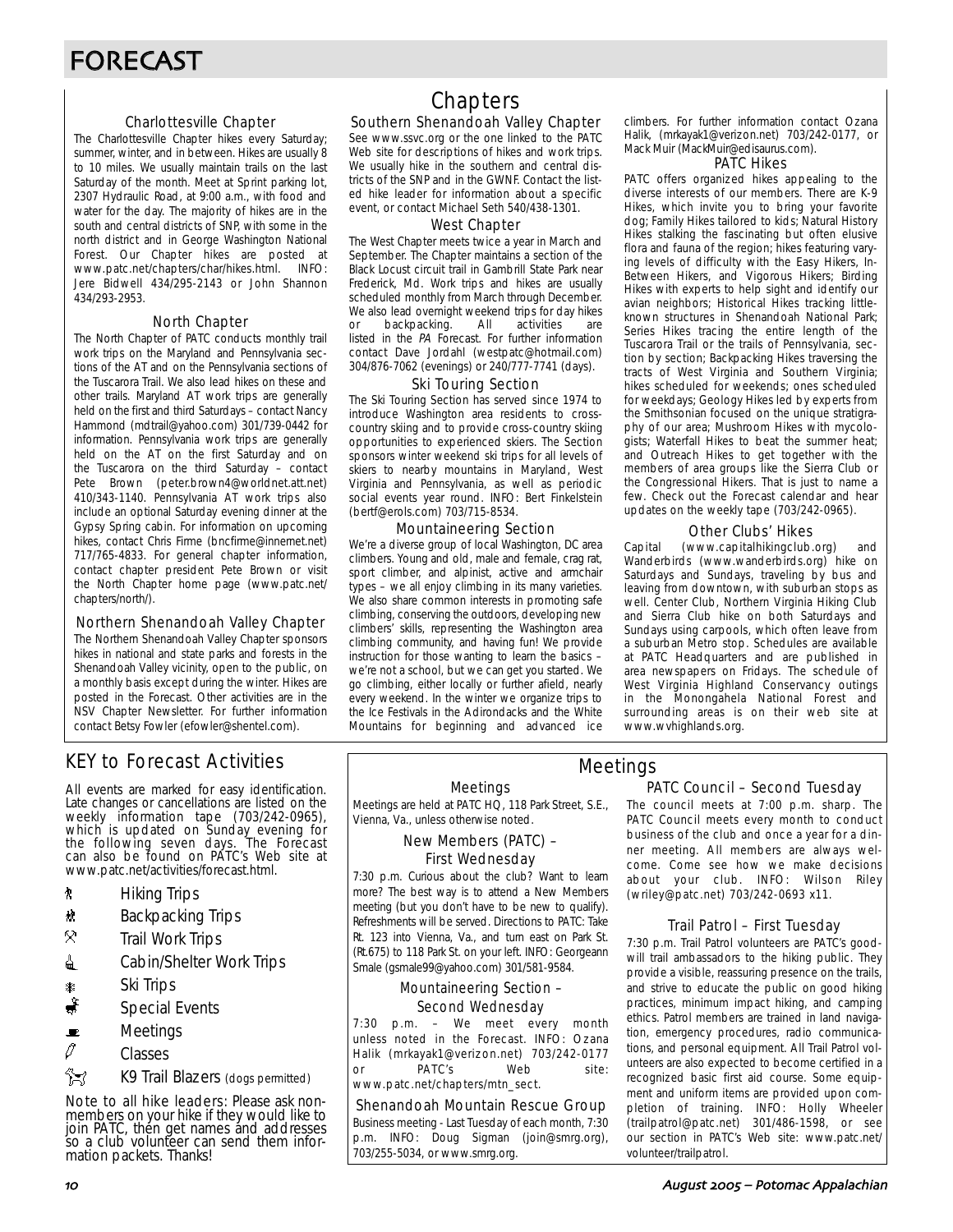# FORECAST

## Chapters

### Charlottesville Chapter

The Charlottesville Chapter hikes every Saturday; summer, winter, and in between. Hikes are usually 8 to 10 miles. We usually maintain trails on the last Saturday of the month. Meet at Sprint parking lot, 2307 Hydraulic Road, at 9:00 a.m., with food and water for the day. The majority of hikes are in the south and central districts of SNP, with some in the north district and in George Washington National Forest. Our Chapter hikes are posted at www.patc.net/chapters/char/hikes.html. INFO: Jere Bidwell 434/295-2143 or John Shannon 434/293-2953.

### North Chapter

The North Chapter of PATC conducts monthly trail work trips on the Maryland and Pennsylvania sections of the AT and on the Pennsylvania sections of the Tuscarora Trail. We also lead hikes on these and other trails. Maryland AT work trips are generally held on the first and third Saturdays – contact Nancy Hammond (mdtrail@yahoo.com) 301/739-0442 for information. Pennsylvania work trips are generally held on the AT on the first Saturday and on the Tuscarora on the third Saturday – contact Pete Brown (peter.brown4@worldnet.att.net) 410/343-1140. Pennsylvania AT work trips also include an optional Saturday evening dinner at the Gypsy Spring cabin. For information on upcoming hikes, contact Chris Firme (bncfirme@innernet.net) 717/765-4833. For general chapter information, contact chapter president Pete Brown or visit the North Chapter home page (www.patc.net/chapters/north/).

### Northern Shenandoah Valley Chapter

The Northern Shenandoah Valley Chapter sponsors hikes in national and state parks and forests in the Shenandoah Valley vicinity, open to the public, on a monthly basis except during the winter. Hikes are posted in the Forecast. Other activities are in the NSV Chapter Newsletter. For further information contact Betsy Fowler (efowler@shentel.com).

### Southern Shenandoah Valley Chapter

See www.ssvc.org or the one linked to the PATC Web site for descriptions of hikes and work trips. We usually hike in the southern and central districts of the SNP and in the GWNF. Contact the listed hike leader for information about a specific event, or contact Michael Seth 540/438-1301.

### West Chapter

The West Chapter meets twice a year in March and September. The Chapter maintains a section of the Black Locust circuit trail in Gambrill State Park near Frederick, Md. Work trips and hikes are usually scheduled monthly from March through December. We also lead overnight weekend trips for day hikes or backpacking. All activities are listed in the *PA* Forecast. For further information contact Dave Jordahl (westpatc@hotmail.com) 304/876-7062 (evenings) or 240/777-7741 (days).

### Ski Touring Section

The Ski Touring Section has served since 1974 to introduce Washington area residents to cross-country skiing and to provide cross-country skiing opportunities to experienced skiers. The Section sponsors winter weekend ski trips for all levels of skiers to nearby mountains in Maryland, West Virginia and Pennsylvania, as well as periodic social events year round. INFO: Bert Finkelstein (bertf@erols.com) 703/715-8534.

### Mountaineering Section

We're a diverse group of local Washington, DC area climbers. Young and old, male and female, crag rat, sport climber, and alpinist, active and armchair types – we all enjoy climbing in its many varieties. We also share common interests in promoting safe climbing, conserving the outdoors, developing new climbers' skills, representing the Washington area climbing community, and having fun! We provide instruction for those wanting to learn the basics – we're not a school, but we can get you started. We go climbing, either locally or further afield, nearly every weekend. In the winter we organize trips to the Ice Festivals in the Adirondacks and the White Mountains for beginning and advanced ice climbers. For further information contact Ozana Halik, (mrkayak1@verizon.net) 703/242-0177, or Mack Muir (MackMuir@edisaurus.com).

### PATC Hikes

PATC offers organized hikes appealing to the diverse interests of our members. There are K-9 Hikes, which invite you to bring your favorite dog; Family Hikes tailored to kids; Natural History Hikes stalking the fascinating but often elusive flora and fauna of the region; hikes featuring varying levels of difficulty with the Easy Hikers, In-Between Hikers, and Vigorous Hikers; Birding Hikes with experts to help sight and identify our avian neighbors; Historical Hikes tracking little-known structures in Shenandoah National Park; Series Hikes tracing the entire length of the Tuscarora Trail or the trails of Pennsylvania, section by section; Backpacking Hikes traversing the tracts of West Virginia and Southern Virginia; hikes scheduled for weekends; ones scheduled for weekdays; Geology Hikes led by experts from the Smithsonian focused on the unique stratigraphy of our area; Mushroom Hikes with mycologists; Waterfall Hikes to beat the summer heat; and Outreach Hikes to get together with the members of area groups like the Sierra Club or the Congressional Hikers. That is just to name a few. Check out the Forecast calendar and hear updates on the weekly tape (703/242-0965).

### Other Clubs' Hikes

Capital (www.capitalhikingclub.org) and Wanderbirds (www.wanderbirds.org) hike on Saturdays and Sundays, traveling by bus and leaving from downtown, with suburban stops as well. Center Club, Northern Virginia Hiking Club and Sierra Club hike on both Saturdays and Sundays using carpools, which often leave from a suburban Metro stop. Schedules are available at PATC Headquarters and are published in area newspapers on Fridays. The schedule of West Virginia Highland Conservancy outings in the Monongahela National Forest and surrounding areas is on their web site at www.wvhighlands.org.

## KEY to Forecast Activities

All events are marked for easy identification. Late changes or cancellations are listed on the weekly information tape (703/242-0965), which is updated on Sunday evening for the following seven days. The Forecast can also be found on PATC's Web site at www.patc.net/activities/forecast.html.

- Hiking Trips
- Backpacking Trips
- Trail Work Trips
- Cabin/Shelter Work Trips
- Ski Trips
- Special Events
- Meetings
- Classes
- K9 Trail Blazers (dogs permitted)

Note to all hike leaders: Please ask non-members on your hike if they would like to join PATC, then get names and addresses so a club volunteer can send them information packets. Thanks!

## Meetings

### Meetings

Meetings are held at PATC HQ, 118 Park Street, S.E., Vienna, Va., unless otherwise noted.

### New Members (PATC) – First Wednesday

7:30 p.m. Curious about the club? Want to learn more? The best way is to attend a New Members meeting (but you don't have to be new to qualify). Refreshments will be served. Directions to PATC: Take Rt. 123 into Vienna, Va., and turn east on Park St. (Rt.675) to 118 Park St. on your left. INFO: Georgeann Smale (gsmale99@yahoo.com) 301/581-9584.

### Mountaineering Section – Second Wednesday

7:30 p.m. – We meet every month unless noted in the Forecast. INFO: Ozana Halik (mrkayak1@verizon.net) 703/242-0177 or PATC's Web site: www.patc.net/chapters/mtn_sect.

### Shenandoah Mountain Rescue Group

Business meeting - Last Tuesday of each month, 7:30 p.m. INFO: Doug Sigman (join@smrg.org), 703/255-5034, or www.smrg.org.

### PATC Council – Second Tuesday

The council meets at 7:00 p.m. sharp. The PATC Council meets every month to conduct business of the club and once a year for a dinner meeting. All members are always welcome. Come see how we make decisions about your club. INFO: Wilson Riley (wriley@patc.net) 703/242-0693 x11.

### Trail Patrol – First Tuesday

7:30 p.m. Trail Patrol volunteers are PATC's goodwill trail ambassadors to the hiking public. They provide a visible, reassuring presence on the trails, and strive to educate the public on good hiking practices, minimum impact hiking, and camping ethics. Patrol members are trained in land navigation, emergency procedures, radio communications, and personal equipment. All Trail Patrol volunteers are also expected to become certified in a recognized basic first aid course. Some equipment and uniform items are provided upon completion of training. INFO: Holly Wheeler (trailpatrol@patc.net) 301/486-1598, or see our section in PATC's Web site: www.patc.net/volunteer/trailpatrol.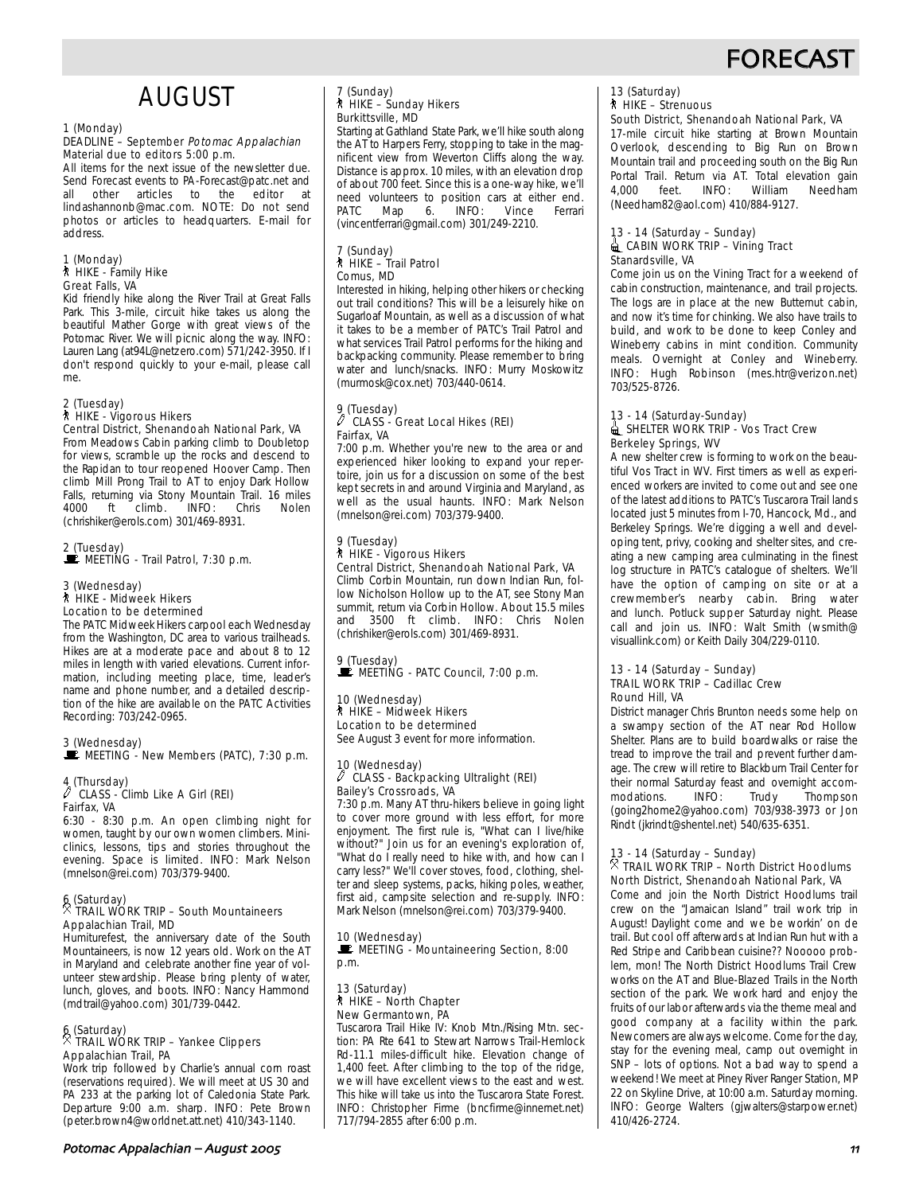# FORECAST

## AUGUST

1 (Monday)
DEADLINE – September *Potomac Appalachian*
Material due to editors 5:00 p.m.
All items for the next issue of the newsletter due. Send Forecast events to PA-Forecast@patc.net and all other articles to the editor at lindashannonb@mac.com. NOTE: Do not send photos or articles to headquarters. E-mail for address.

1 (Monday)
HIKE - Family Hike
Great Falls, VA
Kid friendly hike along the River Trail at Great Falls Park. This 3-mile, circuit hike takes us along the beautiful Mather Gorge with great views of the Potomac River. We will picnic along the way. INFO: Lauren Lang (at94L@netzero.com) 571/242-3950. If I don't respond quickly to your e-mail, please call me.

2 (Tuesday)
HIKE - Vigorous Hikers
Central District, Shenandoah National Park, VA
From Meadows Cabin parking climb to Doubletop for views, scramble up the rocks and descend to the Rapidan to tour reopened Hoover Camp. Then climb Mill Prong Trail to AT to enjoy Dark Hollow Falls, returning via Stony Mountain Trail. 16 miles 4000 ft climb. INFO: Chris Nolen (chrishiker@erols.com) 301/469-8931.

2 (Tuesday)
MEETING - Trail Patrol, 7:30 p.m.

3 (Wednesday)
HIKE - Midweek Hikers
Location to be determined
The PATC Midweek Hikers carpool each Wednesday from the Washington, DC area to various trailheads. Hikes are at a moderate pace and about 8 to 12 miles in length with varied elevations. Current information, including meeting place, time, leader's name and phone number, and a detailed description of the hike are available on the PATC Activities Recording: 703/242-0965.

3 (Wednesday)
MEETING - New Members (PATC), 7:30 p.m.

4 (Thursday)
CLASS - Climb Like A Girl (REI)
Fairfax, VA
6:30 - 8:30 p.m. An open climbing night for women, taught by our own women climbers. Mini-clinics, lessons, tips and stories throughout the evening. Space is limited. INFO: Mark Nelson (mnelson@rei.com) 703/379-9400.

6 (Saturday)
TRAIL WORK TRIP – South Mountaineers
Appalachian Trail, MD
Humiturefest, the anniversary date of the South Mountaineers, is now 12 years old. Work on the AT in Maryland and celebrate another fine year of volunteer stewardship. Please bring plenty of water, lunch, gloves, and boots. INFO: Nancy Hammond (mdtrail@yahoo.com) 301/739-0442.

6 (Saturday)
TRAIL WORK TRIP – Yankee Clippers
Appalachian Trail, PA
Work trip followed by Charlie's annual corn roast (reservations required). We will meet at US 30 and PA 233 at the parking lot of Caledonia State Park. Departure 9:00 a.m. sharp. INFO: Pete Brown (peter.brown4@worldnet.att.net) 410/343-1140.

7 (Sunday)
HIKE – Sunday Hikers
Burkittsville, MD
Starting at Gathland State Park, we'll hike south along the AT to Harpers Ferry, stopping to take in the magnificent view from Weverton Cliffs along the way. Distance is approx. 10 miles, with an elevation drop of about 700 feet. Since this is a one-way hike, we'll need volunteers to position cars at either end. PATC Map 6. INFO: Vince Ferrari (vincentferrari@gmail.com) 301/249-2210.

7 (Sunday)
HIKE – Trail Patrol
Comus, MD
Interested in hiking, helping other hikers or checking out trail conditions? This will be a leisurely hike on Sugarloaf Mountain, as well as a discussion of what it takes to be a member of PATC's Trail Patrol and what services Trail Patrol performs for the hiking and backpacking community. Please remember to bring water and lunch/snacks. INFO: Murry Moskowitz (murmosk@cox.net) 703/440-0614.

9 (Tuesday)
CLASS - Great Local Hikes (REI)
Fairfax, VA
7:00 p.m. Whether you're new to the area or and experienced hiker looking to expand your repertoire, join us for a discussion on some of the best kept secrets in and around Virginia and Maryland, as well as the usual haunts. INFO: Mark Nelson (mnelson@rei.com) 703/379-9400.

9 (Tuesday)
HIKE - Vigorous Hikers
Central District, Shenandoah National Park, VA
Climb Corbin Mountain, run down Indian Run, follow Nicholson Hollow up to the AT, see Stony Man summit, return via Corbin Hollow. About 15.5 miles and 3500 ft climb. INFO: Chris Nolen (chrishiker@erols.com) 301/469-8931.

9 (Tuesday)
MEETING - PATC Council, 7:00 p.m.

10 (Wednesday)
HIKE – Midweek Hikers
Location to be determined
See August 3 event for more information.

10 (Wednesday)
CLASS - Backpacking Ultralight (REI)
Bailey's Crossroads, VA
7:30 p.m. Many AT thru-hikers believe in going light to cover more ground with less effort, for more enjoyment. The first rule is, "What can I live/hike without?" Join us for an evening's exploration of, "What do I really need to hike with, and how can I carry less?" We'll cover stoves, food, clothing, shelter and sleep systems, packs, hiking poles, weather, first aid, campsite selection and re-supply. INFO: Mark Nelson (mnelson@rei.com) 703/379-9400.

10 (Wednesday)
MEETING - Mountaineering Section, 8:00 p.m.

13 (Saturday)
HIKE – North Chapter
New Germantown, PA
Tuscarora Trail Hike IV: Knob Mtn./Rising Mtn. section: PA Rte 641 to Stewart Narrows Trail-Hemlock Rd-11.1 miles-difficult hike. Elevation change of 1,400 feet. After climbing to the top of the ridge, we will have excellent views to the east and west. This hike will take us into the Tuscarora State Forest. INFO: Christopher Firme (bncfirme@innernet.net) 717/794-2855 after 6:00 p.m.

13 (Saturday)
HIKE – Strenuous
South District, Shenandoah National Park, VA
17-mile circuit hike starting at Brown Mountain Overlook, descending to Big Run on Brown Mountain trail and proceeding south on the Big Run Portal Trail. Return via AT. Total elevation gain 4,000 feet. INFO: William Needham (Needham82@aol.com) 410/884-9127.

13 - 14 (Saturday – Sunday)
CABIN WORK TRIP – Vining Tract
Stanardsville, VA
Come join us on the Vining Tract for a weekend of cabin construction, maintenance, and trail projects. The logs are in place at the new Butternut cabin, and now it's time for chinking. We also have trails to build, and work to be done to keep Conley and Wineberry cabins in mint condition. Community meals. Overnight at Conley and Wineberry. INFO: Hugh Robinson (mes.htr@verizon.net) 703/525-8726.

13 - 14 (Saturday-Sunday)
SHELTER WORK TRIP - Vos Tract Crew
Berkeley Springs, WV
A new shelter crew is forming to work on the beautiful Vos Tract in WV. First timers as well as experienced workers are invited to come out and see one of the latest additions to PATC's Tuscarora Trail lands located just 5 minutes from I-70, Hancock, Md., and Berkeley Springs. We're digging a well and developing tent, privy, cooking and shelter sites, and creating a new camping area culminating in the finest log structure in PATC's catalogue of shelters. We'll have the option of camping on site or at a crewmember's nearby cabin. Bring water and lunch. Potluck supper Saturday night. Please call and join us. INFO: Walt Smith (wsmith@visuallink.com) or Keith Daily 304/229-0110.

13 - 14 (Saturday – Sunday)
TRAIL WORK TRIP – Cadillac Crew
Round Hill, VA
District manager Chris Brunton needs some help on a swampy section of the AT near Rod Hollow Shelter. Plans are to build boardwalks or raise the tread to improve the trail and prevent further damage. The crew will retire to Blackburn Trail Center for their normal Saturday feast and overnight accommodations. INFO: Trudy Thompson (going2home2@yahoo.com) 703/938-3973 or Jon Rindt (jkrindt@shentel.net) 540/635-6351.

13 - 14 (Saturday – Sunday)
TRAIL WORK TRIP – North District Hoodlums
North District, Shenandoah National Park, VA
Come and join the North District Hoodlums trail crew on the "Jamaican Island" trail work trip in August! Daylight come and we be workin' on de trail. But cool off afterwards at Indian Run hut with a Red Stripe and Caribbean cuisine?? Nooooo problem, mon! The North District Hoodlums Trail Crew works on the AT and Blue-Blazed Trails in the North section of the park. We work hard and enjoy the fruits of our labor afterwards via the theme meal and good company at a facility within the park. Newcomers are always welcome. Come for the day, stay for the evening meal, camp out overnight in SNP – lots of options. Not a bad way to spend a weekend! We meet at Piney River Ranger Station, MP 22 on Skyline Drive, at 10:00 a.m. Saturday morning. INFO: George Walters (gjwalters@starpower.net) 410/426-2724.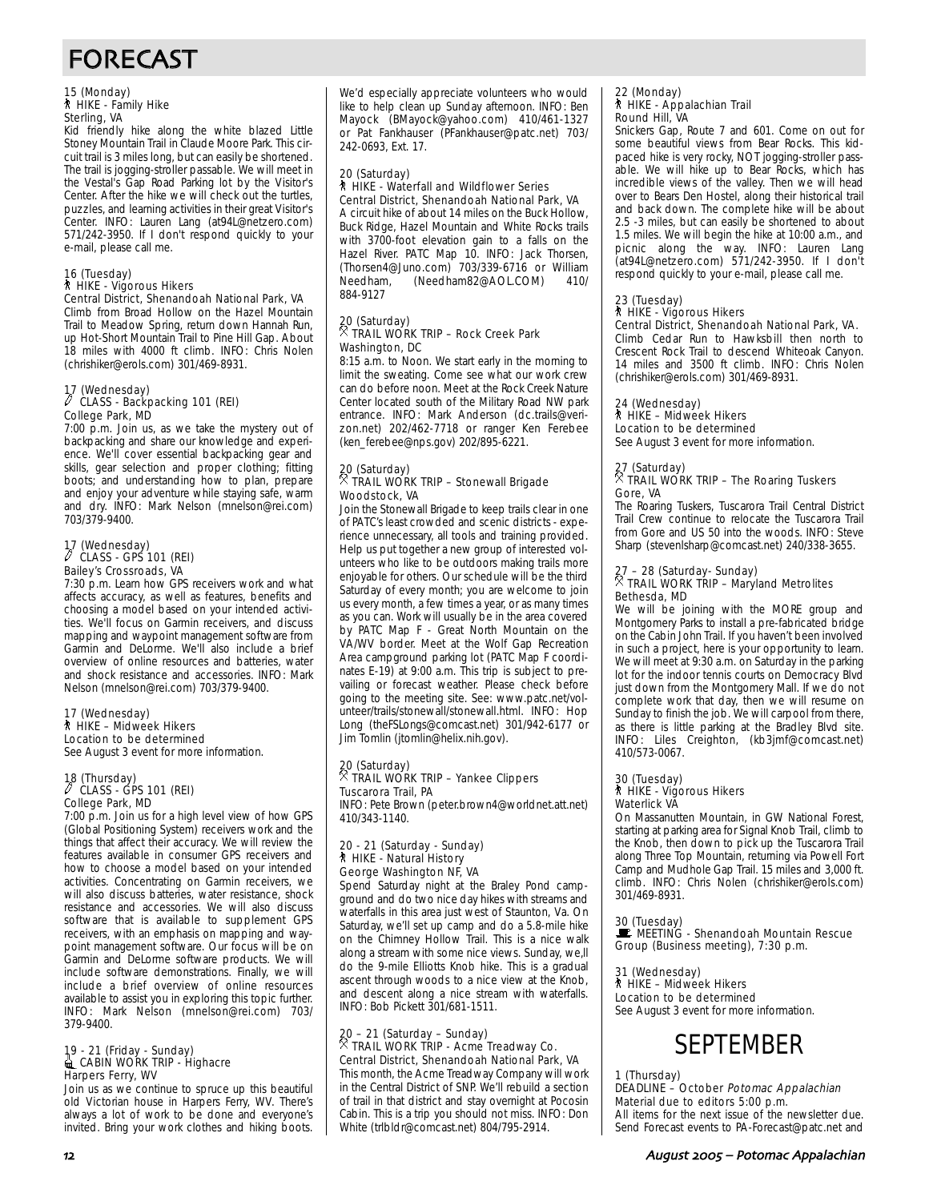# FORECAST

15 (Monday)
HIKE - Family Hike
Sterling, VA

Kid friendly hike along the white blazed Little Stoney Mountain Trail in Claude Moore Park. This circuit trail is 3 miles long, but can easily be shortened. The trail is jogging-stroller passable. We will meet in the Vestal's Gap Road Parking lot by the Visitor's Center. After the hike we will check out the turtles, puzzles, and learning activities in their great Visitor's Center. INFO: Lauren Lang (at94L@netzero.com) 571/242-3950. If I don't respond quickly to your e-mail, please call me.

16 (Tuesday)
HIKE - Vigorous Hikers
Central District, Shenandoah National Park, VA

Climb from Broad Hollow on the Hazel Mountain Trail to Meadow Spring, return down Hannah Run, up Hot-Short Mountain Trail to Pine Hill Gap. About 18 miles with 4000 ft climb. INFO: Chris Nolen (chrishiker@erols.com) 301/469-8931.

17 (Wednesday)
CLASS - Backpacking 101 (REI)
College Park, MD

7:00 p.m. Join us, as we take the mystery out of backpacking and share our knowledge and experience. We'll cover essential backpacking gear and skills, gear selection and proper clothing; fitting boots; and understanding how to plan, prepare and enjoy your adventure while staying safe, warm and dry. INFO: Mark Nelson (mnelson@rei.com) 703/379-9400.

17 (Wednesday)
CLASS - GPS 101 (REI)
Bailey's Crossroads, VA

7:30 p.m. Learn how GPS receivers work and what affects accuracy, as well as features, benefits and choosing a model based on your intended activities. We'll focus on Garmin receivers, and discuss mapping and waypoint management software from Garmin and DeLorme. We'll also include a brief overview of online resources and batteries, water and shock resistance and accessories. INFO: Mark Nelson (mnelson@rei.com) 703/379-9400.

17 (Wednesday)
HIKE – Midweek Hikers
Location to be determined
See August 3 event for more information.

18 (Thursday)
CLASS - GPS 101 (REI)
College Park, MD

7:00 p.m. Join us for a high level view of how GPS (Global Positioning System) receivers work and the things that affect their accuracy. We will review the features available in consumer GPS receivers and how to choose a model based on your intended activities. Concentrating on Garmin receivers, we will also discuss batteries, water resistance, shock resistance and accessories. We will also discuss software that is available to supplement GPS receivers, with an emphasis on mapping and waypoint management software. Our focus will be on Garmin and DeLorme software products. We will include software demonstrations. Finally, we will include a brief overview of online resources available to assist you in exploring this topic further. INFO: Mark Nelson (mnelson@rei.com) 703/379-9400.

19 - 21 (Friday - Sunday)
CABIN WORK TRIP - Highacre
Harpers Ferry, WV

Join us as we continue to spruce up this beautiful old Victorian house in Harpers Ferry, WV. There's always a lot of work to be done and everyone's invited. Bring your work clothes and hiking boots. We'd especially appreciate volunteers who would like to help clean up Sunday afternoon. INFO: Ben Mayock (BMayock@yahoo.com) 410/461-1327 or Pat Fankhauser (PFankhauser@patc.net) 703/242-0693, Ext. 17.

20 (Saturday)
HIKE - Waterfall and Wildflower Series
Central District, Shenandoah National Park, VA

A circuit hike of about 14 miles on the Buck Hollow, Buck Ridge, Hazel Mountain and White Rocks trails with 3700-foot elevation gain to a falls on the Hazel River. PATC Map 10. INFO: Jack Thorsen, (Thorsen4@Juno.com) 703/339-6716 or William Needham, (Needham82@AOL.COM) 410/884-9127

20 (Saturday)
TRAIL WORK TRIP – Rock Creek Park
Washington, DC

8:15 a.m. to Noon. We start early in the morning to limit the sweating. Come see what our work crew can do before noon. Meet at the Rock Creek Nature Center located south of the Military Road NW park entrance. INFO: Mark Anderson (dc.trails@verizon.net) 202/462-7718 or ranger Ken Ferebee (ken_ferebee@nps.gov) 202/895-6221.

20 (Saturday)
TRAIL WORK TRIP – Stonewall Brigade
Woodstock, VA

Join the Stonewall Brigade to keep trails clear in one of PATC's least crowded and scenic districts - experience unnecessary, all tools and training provided. Help us put together a new group of interested volunteers who like to be outdoors making trails more enjoyable for others. Our schedule will be the third Saturday of every month; you are welcome to join us every month, a few times a year, or as many times as you can. Work will usually be in the area covered by PATC Map F - Great North Mountain on the VA/WV border. Meet at the Wolf Gap Recreation Area campground parking lot (PATC Map F coordinates E-19) at 9:00 a.m. This trip is subject to prevailing or forecast weather. Please check before going to the meeting site. See: www.patc.net/volunteer/trails/stonewall/stonewall.html. INFO: Hop Long (theFSLongs@comcast.net) 301/942-6177 or Jim Tomlin (jtomlin@helix.nih.gov).

20 (Saturday)
TRAIL WORK TRIP – Yankee Clippers
Tuscarora Trail, PA

INFO: Pete Brown (peter.brown4@worldnet.att.net) 410/343-1140.

20 - 21 (Saturday - Sunday)
HIKE - Natural History
George Washington NF, VA

Spend Saturday night at the Braley Pond campground and do two nice day hikes with streams and waterfalls in this area just west of Staunton, Va. On Saturday, we'll set up camp and do a 5.8-mile hike on the Chimney Hollow Trail. This is a nice walk along a stream with some nice views. Sunday, we,ll do the 9-mile Elliotts Knob hike. This is a gradual ascent through woods to a nice view at the Knob, and descent along a nice stream with waterfalls. INFO: Bob Pickett 301/681-1511.

20 – 21 (Saturday – Sunday)
TRAIL WORK TRIP - Acme Treadway Co.
Central District, Shenandoah National Park, VA

This month, the Acme Treadway Company will work in the Central District of SNP. We'll rebuild a section of trail in that district and stay overnight at Pocosin Cabin. This is a trip you should not miss. INFO: Don White (trlbldr@comcast.net) 804/795-2914.

22 (Monday)
HIKE - Appalachian Trail
Round Hill, VA

Snickers Gap, Route 7 and 601. Come on out for some beautiful views from Bear Rocks. This kid-paced hike is very rocky, NOT jogging-stroller passable. We will hike up to Bear Rocks, which has incredible views of the valley. Then we will head over to Bears Den Hostel, along their historical trail and back down. The complete hike will be about 2.5 -3 miles, but can easily be shortened to about 1.5 miles. We will begin the hike at 10:00 a.m., and picnic along the way. INFO: Lauren Lang (at94L@netzero.com) 571/242-3950. If I don't respond quickly to your e-mail, please call me.

23 (Tuesday)
HIKE - Vigorous Hikers
Central District, Shenandoah National Park, VA.

Climb Cedar Run to Hawksbill then north to Crescent Rock Trail to descend Whiteoak Canyon. 14 miles and 3500 ft climb. INFO: Chris Nolen (chrishiker@erols.com) 301/469-8931.

24 (Wednesday)
HIKE – Midweek Hikers
Location to be determined
See August 3 event for more information.

27 (Saturday)
TRAIL WORK TRIP – The Roaring Tuskers
Gore, VA

The Roaring Tuskers, Tuscarora Trail Central District Trail Crew continue to relocate the Tuscarora Trail from Gore and US 50 into the woods. INFO: Steve Sharp (stevenlsharp@comcast.net) 240/338-3655.

27 – 28 (Saturday- Sunday)
TRAIL WORK TRIP – Maryland Metrolites
Bethesda, MD

We will be joining with the MORE group and Montgomery Parks to install a pre-fabricated bridge on the Cabin John Trail. If you haven't been involved in such a project, here is your opportunity to learn. We will meet at 9:30 a.m. on Saturday in the parking lot for the indoor tennis courts on Democracy Blvd just down from the Montgomery Mall. If we do not complete work that day, then we will resume on Sunday to finish the job. We will carpool from there, as there is little parking at the Bradley Blvd site. INFO: Liles Creighton, (kb3jmf@comcast.net) 410/573-0067.

30 (Tuesday)
HIKE - Vigorous Hikers
Waterlick VA

On Massanutten Mountain, in GW National Forest, starting at parking area for Signal Knob Trail, climb to the Knob, then down to pick up the Tuscarora Trail along Three Top Mountain, returning via Powell Fort Camp and Mudhole Gap Trail. 15 miles and 3,000 ft. climb. INFO: Chris Nolen (chrishiker@erols.com) 301/469-8931.

30 (Tuesday)
MEETING - Shenandoah Mountain Rescue Group (Business meeting), 7:30 p.m.

31 (Wednesday)
HIKE – Midweek Hikers
Location to be determined
See August 3 event for more information.

# SEPTEMBER

1 (Thursday)
DEADLINE – October *Potomac Appalachian*
Material due to editors 5:00 p.m.
All items for the next issue of the newsletter due. Send Forecast events to PA-Forecast@patc.net and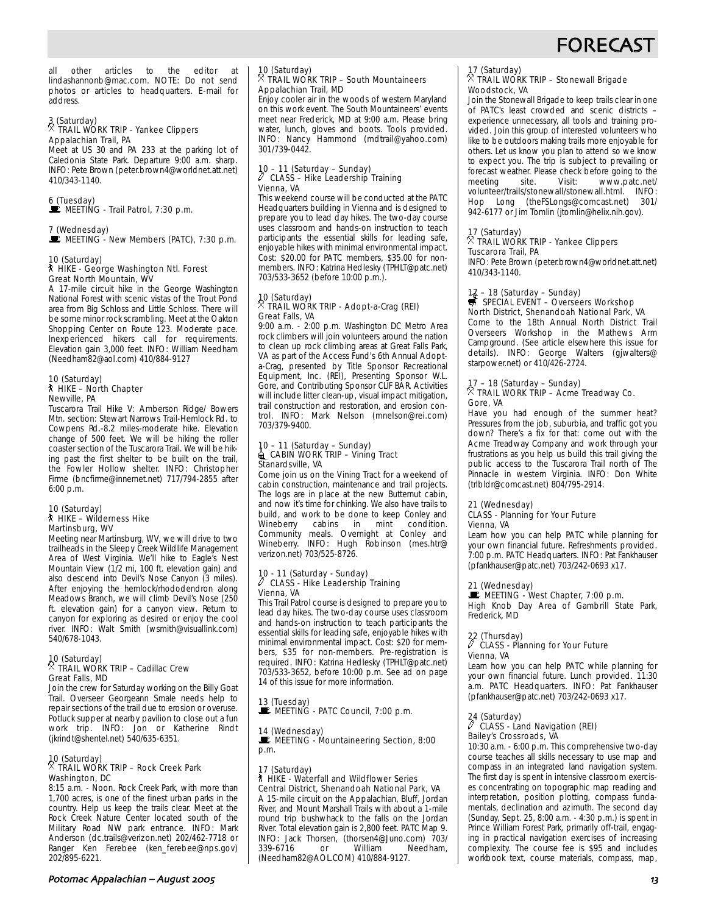all other articles to the editor at lindashannonb@mac.com. NOTE: Do not send photos or articles to headquarters. E-mail for address.

3 (Saturday)
TRAIL WORK TRIP - Yankee Clippers
Appalachian Trail, PA
Meet at US 30 and PA 233 at the parking lot of Caledonia State Park. Departure 9:00 a.m. sharp. INFO: Pete Brown (peter.brown4@worldnet.att.net) 410/343-1140.

6 (Tuesday)
MEETING - Trail Patrol, 7:30 p.m.

7 (Wednesday)
MEETING - New Members (PATC), 7:30 p.m.

10 (Saturday)
HIKE - George Washington Ntl. Forest
Great North Mountain, WV
A 17-mile circuit hike in the George Washington National Forest with scenic vistas of the Trout Pond area from Big Schloss and Little Schloss. There will be some minor rock scrambling. Meet at the Oakton Shopping Center on Route 123. Moderate pace. Inexperienced hikers call for requirements. Elevation gain 3,000 feet. INFO: William Needham (Needham82@aol.com) 410/884-9127

10 (Saturday)
HIKE – North Chapter
Newville, PA
Tuscarora Trail Hike V: Amberson Ridge/ Bowers Mtn. section: Stewart Narrows Trail-Hemlock Rd. to Cowpens Rd.-8.2 miles-moderate hike. Elevation change of 500 feet. We will be hiking the roller coaster section of the Tuscarora Trail. We will be hiking past the first shelter to be built on the trail, the Fowler Hollow shelter. INFO: Christopher Firme (bncfirme@innernet.net) 717/794-2855 after 6:00 p.m.

10 (Saturday)
HIKE – Wilderness Hike
Martinsburg, WV
Meeting near Martinsburg, WV, we will drive to two trailheads in the Sleepy Creek Wildlife Management Area of West Virginia. We'll hike to Eagle's Nest Mountain View (1/2 mi, 100 ft. elevation gain) and also descend into Devil's Nose Canyon (3 miles). After enjoying the hemlock/rhododendron along Meadows Branch, we will climb Devil's Nose (250 ft. elevation gain) for a canyon view. Return to canyon for exploring as desired or enjoy the cool river. INFO: Walt Smith (wsmith@visuallink.com) 540/678-1043.

10 (Saturday)
TRAIL WORK TRIP – Cadillac Crew
Great Falls, MD
Join the crew for Saturday working on the Billy Goat Trail. Overseer Georgeann Smale needs help to repair sections of the trail due to erosion or overuse. Potluck supper at nearby pavilion to close out a fun work trip. INFO: Jon or Katherine Rindt (jkrindt@shentel.net) 540/635-6351.

10 (Saturday)
TRAIL WORK TRIP – Rock Creek Park
Washington, DC
8:15 a.m. - Noon. Rock Creek Park, with more than 1,700 acres, is one of the finest urban parks in the country. Help us keep the trails clear. Meet at the Rock Creek Nature Center located south of the Military Road NW park entrance. INFO: Mark Anderson (dc.trails@verizon.net) 202/462-7718 or Ranger Ken Ferebee (ken_ferebee@nps.gov) 202/895-6221.

10 (Saturday)
TRAIL WORK TRIP – South Mountaineers
Appalachian Trail, MD
Enjoy cooler air in the woods of western Maryland on this work event. The South Mountaineers' events meet near Frederick, MD at 9:00 a.m. Please bring water, lunch, gloves and boots. Tools provided. INFO: Nancy Hammond (mdtrail@yahoo.com) 301/739-0442.

10 – 11 (Saturday – Sunday)
CLASS – Hike Leadership Training
Vienna, VA
This weekend course will be conducted at the PATC Headquarters building in Vienna and is designed to prepare you to lead day hikes. The two-day course uses classroom and hands-on instruction to teach participants the essential skills for leading safe, enjoyable hikes with minimal environmental impact. Cost: $20.00 for PATC members, $35.00 for non-members. INFO: Katrina Hedlesky (TPHLT@patc.net) 703/533-3652 (before 10:00 p.m.).

10 (Saturday)
TRAIL WORK TRIP - Adopt-a-Crag (REI)
Great Falls, VA
9:00 a.m. - 2:00 p.m. Washington DC Metro Area rock climbers will join volunteers around the nation to clean up rock climbing areas at Great Falls Park, VA as part of the Access Fund's 6th Annual Adopt-a-Crag, presented by Title Sponsor Recreational Equipment, Inc. (REI), Presenting Sponsor W.L. Gore, and Contributing Sponsor CLIF BAR. Activities will include litter clean-up, visual impact mitigation, trail construction and restoration, and erosion control. INFO: Mark Nelson (mnelson@rei.com) 703/379-9400.

10 – 11 (Saturday – Sunday)
CABIN WORK TRIP – Vining Tract
Stanardsville, VA
Come join us on the Vining Tract for a weekend of cabin construction, maintenance and trail projects. The logs are in place at the new Butternut cabin, and now it's time for chinking. We also have trails to build, and work to be done to keep Conley and Wineberry cabins in mint condition. Community meals. Overnight at Conley and Wineberry. INFO: Hugh Robinson (mes.htr@verizon.net) 703/525-8726.

10 - 11 (Saturday - Sunday)
CLASS - Hike Leadership Training
Vienna, VA
This Trail Patrol course is designed to prepare you to lead day hikes. The two-day course uses classroom and hands-on instruction to teach participants the essential skills for leading safe, enjoyable hikes with minimal environmental impact. Cost: $20 for members, $35 for non-members. Pre-registration is required. INFO: Katrina Hedlesky (TPHLT@patc.net) 703/533-3652, before 10:00 p.m. See ad on page 14 of this issue for more information.

13 (Tuesday)
MEETING - PATC Council, 7:00 p.m.

14 (Wednesday)
MEETING - Mountaineering Section, 8:00 p.m.

17 (Saturday)
HIKE - Waterfall and Wildflower Series
Central District, Shenandoah National Park, VA
A 15-mile circuit on the Appalachian, Bluff, Jordan River, and Mount Marshall Trails with about a 1-mile round trip bushwhack to the falls on the Jordan River. Total elevation gain is 2,800 feet. PATC Map 9. INFO: Jack Thorsen, (thorsen4@Juno.com) 703/339-6716 or William Needham, (Needham82@AOL.COM) 410/884-9127.

17 (Saturday)
TRAIL WORK TRIP – Stonewall Brigade
Woodstock, VA
Join the Stonewall Brigade to keep trails clear in one of PATC's least crowded and scenic districts – experience unnecessary, all tools and training provided. Join this group of interested volunteers who like to be outdoors making trails more enjoyable for others. Let us know you plan to attend so we know to expect you. The trip is subject to prevailing or forecast weather. Please check before going to the meeting site. Visit: www.patc.net/volunteer/trails/stonewall/stonewall.html. INFO: Hop Long (theFSLongs@comcast.net) 301/942-6177 or Jim Tomlin (jtomlin@helix.nih.gov).

17 (Saturday)
TRAIL WORK TRIP - Yankee Clippers
Tuscarora Trail, PA
INFO: Pete Brown (peter.brown4@worldnet.att.net) 410/343-1140.

17 – 18 (Saturday – Sunday)
SPECIAL EVENT – Overseers Workshop
North District, Shenandoah National Park, VA
Come to the 18th Annual North District Trail Overseers Workshop in the Mathews Arm Campground. (See article elsewhere this issue for details). INFO: George Walters (gjwalters@starpower.net) or 410/426-2724.

17 – 18 (Saturday – Sunday)
TRAIL WORK TRIP – Acme Treadway Co.
Gore, VA
Have you had enough of the summer heat? Pressures from the job, suburbia, and traffic got you down? There's a fix for that: come out with the Acme Treadway Company and work through your frustrations as you help us build this trail giving the public access to the Tuscarora Trail north of The Pinnacle in western Virginia. INFO: Don White (trlbldr@comcast.net) 804/795-2914.

21 (Wednesday)
CLASS - Planning for Your Future
Vienna, VA
Learn how you can help PATC while planning for your own financial future. Refreshments provided. 7:00 p.m. PATC Headquarters. INFO: Pat Fankhauser (pfankhauser@patc.net) 703/242-0693 x17.

21 (Wednesday)
MEETING - West Chapter, 7:00 p.m.
High Knob Day Area of Gambrill State Park, Frederick, MD

22 (Thursday)
CLASS - Planning for Your Future
Vienna, VA
Learn how you can help PATC while planning for your own financial future. Lunch provided. 11:30 a.m. PATC Headquarters. INFO: Pat Fankhauser (pfankhauser@patc.net) 703/242-0693 x17.

24 (Saturday)
CLASS - Land Navigation (REI)
Bailey's Crossroads, VA
10:30 a.m. - 6:00 p.m. This comprehensive two-day course teaches all skills necessary to use map and compass in an integrated land navigation system. The first day is spent in intensive classroom exercises concentrating on topographic map reading and interpretation, position plotting, compass fundamentals, declination and azimuth. The second day (Sunday, Sept. 25, 8:00 a.m. - 4:30 p.m.) is spent in Prince William Forest Park, primarily off-trail, engaging in practical navigation exercises of increasing complexity. The course fee is $95 and includes workbook text, course materials, compass, map,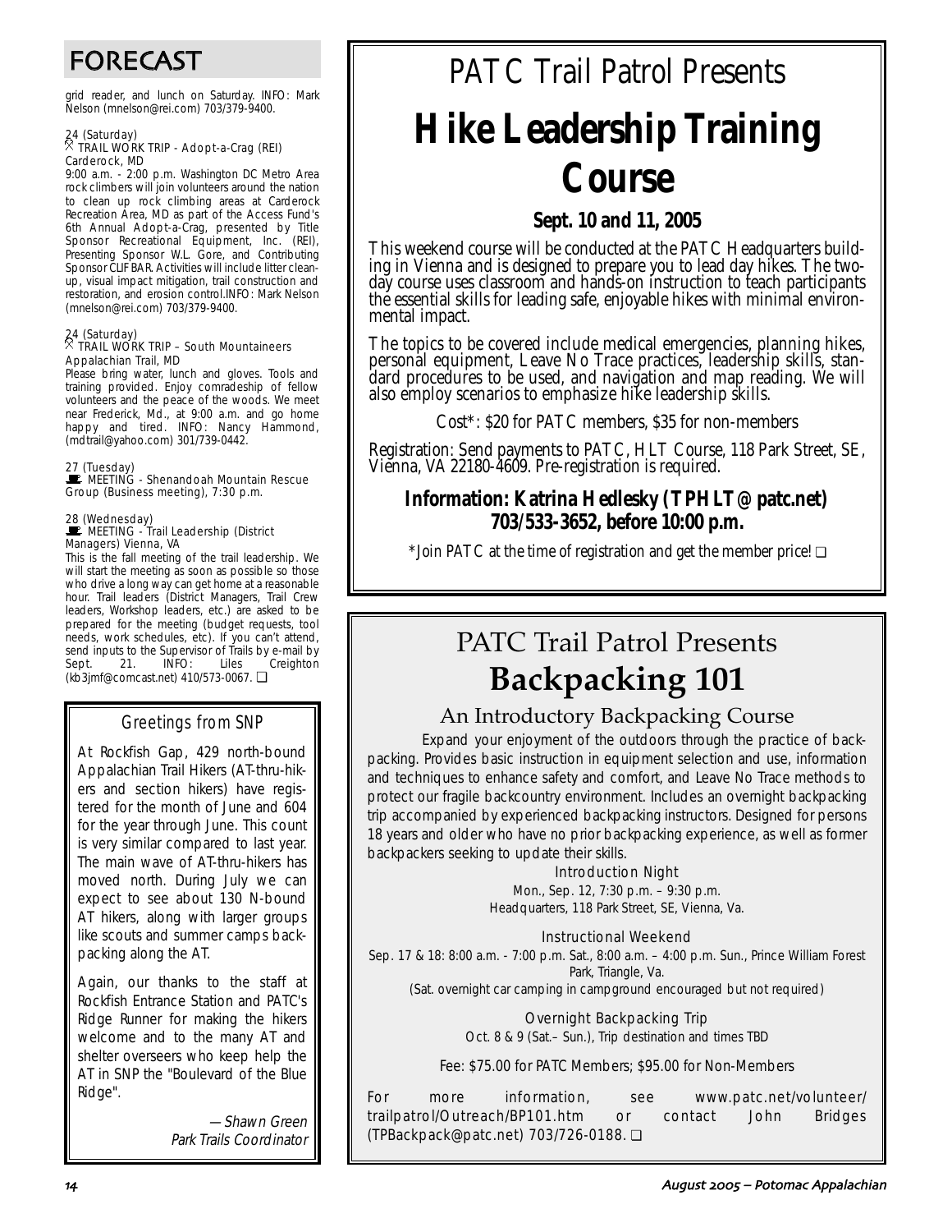## FORECAST

grid reader, and lunch on Saturday. INFO: Mark Nelson (mnelson@rei.com) 703/379-9400.

24 (Saturday)
TRAIL WORK TRIP - Adopt-a-Crag (REI)
Carderock, MD
9:00 a.m. - 2:00 p.m. Washington DC Metro Area rock climbers will join volunteers around the nation to clean up rock climbing areas at Carderock Recreation Area, MD as part of the Access Fund's 6th Annual Adopt-a-Crag, presented by Title Sponsor Recreational Equipment, Inc. (REI), Presenting Sponsor W.L. Gore, and Contributing Sponsor CLIF BAR. Activities will include litter cleanup, visual impact mitigation, trail construction and restoration, and erosion control.INFO: Mark Nelson (mnelson@rei.com) 703/379-9400.

24 (Saturday)
TRAIL WORK TRIP – South Mountaineers
Appalachian Trail, MD
Please bring water, lunch and gloves. Tools and training provided. Enjoy comradeship of fellow volunteers and the peace of the woods. We meet near Frederick, Md., at 9:00 a.m. and go home happy and tired. INFO: Nancy Hammond, (mdtrail@yahoo.com) 301/739-0442.

27 (Tuesday)
MEETING - Shenandoah Mountain Rescue Group (Business meeting), 7:30 p.m.

28 (Wednesday)
MEETING - Trail Leadership (District Managers) Vienna, VA
This is the fall meeting of the trail leadership. We will start the meeting as soon as possible so those who drive a long way can get home at a reasonable hour. Trail leaders (District Managers, Trail Crew leaders, Workshop leaders, etc.) are asked to be prepared for the meeting (budget requests, tool needs, work schedules, etc). If you can't attend, send inputs to the Supervisor of Trails by e-mail by Sept. 21. INFO: Liles Creighton (kb3jmf@comcast.net) 410/573-0067. ❑

### Greetings from SNP

At Rockfish Gap, 429 north-bound Appalachian Trail Hikers (AT-thru-hikers and section hikers) have registered for the month of June and 604 for the year through June. This count is very similar compared to last year. The main wave of AT-thru-hikers has moved north. During July we can expect to see about 130 N-bound AT hikers, along with larger groups like scouts and summer camps backpacking along the AT.

Again, our thanks to the staff at Rockfish Entrance Station and PATC's Ridge Runner for making the hikers welcome and to the many AT and shelter overseers who keep help the AT in SNP the "Boulevard of the Blue Ridge".

*—Shawn Green*
*Park Trails Coordinator*

PATC Trail Patrol Presents

# Hike Leadership Training Course

**Sept. 10 and 11, 2005**

This weekend course will be conducted at the PATC Headquarters building in Vienna and is designed to prepare you to lead day hikes. The two-day course uses classroom and hands-on instruction to teach participants the essential skills for leading safe, enjoyable hikes with minimal environmental impact.

The topics to be covered include medical emergencies, planning hikes, personal equipment, Leave No Trace practices, leadership skills, standard procedures to be used, and navigation and map reading. We will also employ scenarios to emphasize hike leadership skills.

Cost*: $20 for PATC members, $35 for non-members

Registration: Send payments to PATC, HLT Course, 118 Park Street, SE, Vienna, VA 22180-4609. Pre-registration is required.

**Information: Katrina Hedlesky (TPHLT@patc.net) 703/533-3652, before 10:00 p.m.**

*Join PATC at the time of registration and get the member price! ❑

PATC Trail Patrol Presents

# Backpacking 101

## An Introductory Backpacking Course

Expand your enjoyment of the outdoors through the practice of backpacking. Provides basic instruction in equipment selection and use, information and techniques to enhance safety and comfort, and Leave No Trace methods to protect our fragile backcountry environment. Includes an overnight backpacking trip accompanied by experienced backpacking instructors. Designed for persons 18 years and older who have no prior backpacking experience, as well as former backpackers seeking to update their skills.

Introduction Night
Mon., Sep. 12, 7:30 p.m. – 9:30 p.m.
Headquarters, 118 Park Street, SE, Vienna, Va.

Instructional Weekend
Sep. 17 & 18: 8:00 a.m. - 7:00 p.m. Sat., 8:00 a.m. – 4:00 p.m. Sun., Prince William Forest Park, Triangle, Va.
(Sat. overnight car camping in campground encouraged but not required)

Overnight Backpacking Trip
Oct. 8 & 9 (Sat.– Sun.), Trip destination and times TBD

Fee: $75.00 for PATC Members; $95.00 for Non-Members

For more information, see www.patc.net/volunteer/trailpatrol/Outreach/BP101.htm or contact John Bridges (TPBackpack@patc.net) 703/726-0188. ❑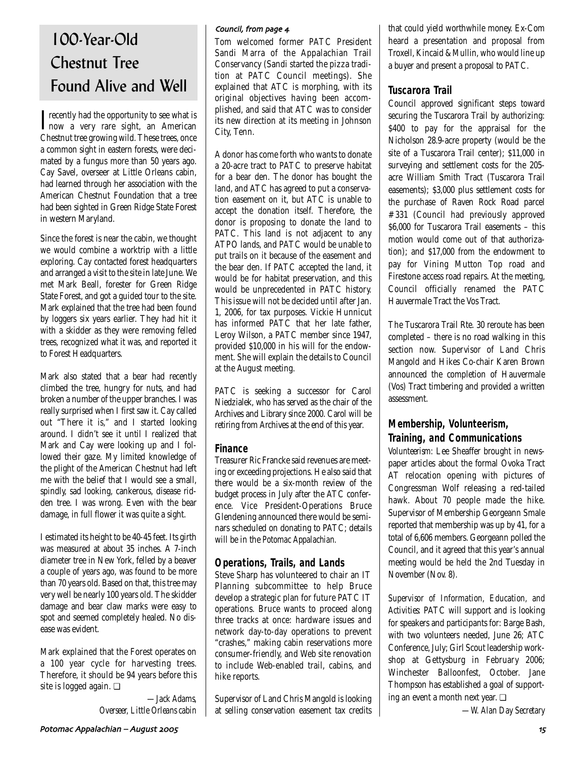# 100-Year-Old Chestnut Tree Found Alive and Well

I recently had the opportunity to see what is now a very rare sight, an American Chestnut tree growing wild. These trees, once a common sight in eastern forests, were decimated by a fungus more than 50 years ago. Cay Savel, overseer at Little Orleans cabin, had learned through her association with the American Chestnut Foundation that a tree had been sighted in Green Ridge State Forest in western Maryland.

Since the forest is near the cabin, we thought we would combine a worktrip with a little exploring. Cay contacted forest headquarters and arranged a visit to the site in late June. We met Mark Beall, forester for Green Ridge State Forest, and got a guided tour to the site. Mark explained that the tree had been found by loggers six years earlier. They had hit it with a skidder as they were removing felled trees, recognized what it was, and reported it to Forest Headquarters.

Mark also stated that a bear had recently climbed the tree, hungry for nuts, and had broken a number of the upper branches. I was really surprised when I first saw it. Cay called out "There it is," and I started looking around. I didn't see it until I realized that Mark and Cay were looking up and I followed their gaze. My limited knowledge of the plight of the American Chestnut had left me with the belief that I would see a small, spindly, sad looking, cankerous, disease ridden tree. I was wrong. Even with the bear damage, in full flower it was quite a sight.

I estimated its height to be 40-45 feet. Its girth was measured at about 35 inches. A 7-inch diameter tree in New York, felled by a beaver a couple of years ago, was found to be more than 70 years old. Based on that, this tree may very well be nearly 100 years old. The skidder damage and bear claw marks were easy to spot and seemed completely healed. No disease was evident.

Mark explained that the Forest operates on a 100 year cycle for harvesting trees. Therefore, it should be 94 years before this site is logged again. ❑

*—Jack Adams, Overseer, Little Orleans cabin*

*Council, from page 4*

Tom welcomed former PATC President Sandi Marra of the Appalachian Trail Conservancy (Sandi started the pizza tradition at PATC Council meetings). She explained that ATC is morphing, with its original objectives having been accomplished, and said that ATC was to consider its new direction at its meeting in Johnson City, Tenn.

A donor has come forth who wants to donate a 20-acre tract to PATC to preserve habitat for a bear den. The donor has bought the land, and ATC has agreed to put a conservation easement on it, but ATC is unable to accept the donation itself. Therefore, the donor is proposing to donate the land to PATC. This land is not adjacent to any ATPO lands, and PATC would be unable to put trails on it because of the easement and the bear den. If PATC accepted the land, it would be for habitat preservation, and this would be unprecedented in PATC history. This issue will not be decided until after Jan. 1, 2006, for tax purposes. Vickie Hunnicut has informed PATC that her late father, Leroy Wilson, a PATC member since 1947, provided $10,000 in his will for the endowment. She will explain the details to Council at the August meeting.

PATC is seeking a successor for Carol Niedzialek, who has served as the chair of the Archives and Library since 2000. Carol will be retiring from Archives at the end of this year.

## Finance

Treasurer Ric Francke said revenues are meeting or exceeding projections. He also said that there would be a six-month review of the budget process in July after the ATC conference. Vice President-Operations Bruce Glendening announced there would be seminars scheduled on donating to PATC; details will be in the *Potomac Appalachian*.

## Operations, Trails, and Lands

Steve Sharp has volunteered to chair an IT Planning subcommittee to help Bruce develop a strategic plan for future PATC IT operations. Bruce wants to proceed along three tracks at once: hardware issues and network day-to-day operations to prevent "crashes," making cabin reservations more consumer-friendly, and Web site renovation to include Web-enabled trail, cabins, and hike reports.

Supervisor of Land Chris Mangold is looking at selling conservation easement tax credits that could yield worthwhile money. Ex-Com heard a presentation and proposal from Troxell, Kincaid & Mullin, who would line up a buyer and present a proposal to PATC.

## Tuscarora Trail

Council approved significant steps toward securing the Tuscarora Trail by authorizing: $400 to pay for the appraisal for the Nicholson 28.9-acre property (would be the site of a Tuscarora Trail center); $11,000 in surveying and settlement costs for the 205-acre William Smith Tract (Tuscarora Trail easements); $3,000 plus settlement costs for the purchase of Raven Rock Road parcel #331 (Council had previously approved $6,000 for Tuscarora Trail easements – this motion would come out of that authorization); and $17,000 from the endowment to pay for Vining Mutton Top road and Firestone access road repairs. At the meeting, Council officially renamed the PATC Hauvermale Tract the Vos Tract.

The Tuscarora Trail Rte. 30 reroute has been completed – there is no road walking in this section now. Supervisor of Land Chris Mangold and Hikes Co-chair Karen Brown announced the completion of Hauvermale (Vos) Tract timbering and provided a written assessment.

## Membership, Volunteerism, Training, and Communications

*Volunteerism:* Lee Sheaffer brought in newspaper articles about the formal Ovoka Tract AT relocation opening with pictures of Congressman Wolf releasing a red-tailed hawk. About 70 people made the hike. Supervisor of Membership Georgeann Smale reported that membership was up by 41, for a total of 6,606 members. Georgeann polled the Council, and it agreed that this year's annual meeting would be held the 2nd Tuesday in November (Nov. 8).

*Supervisor of Information, Education, and Activities:* PATC will support and is looking for speakers and participants for: Barge Bash, with two volunteers needed, June 26; ATC Conference, July; Girl Scout leadership workshop at Gettysburg in February 2006; Winchester Balloonfest, October. Jane Thompson has established a goal of supporting an event a month next year. ❑

*—W. Alan Day Secretary*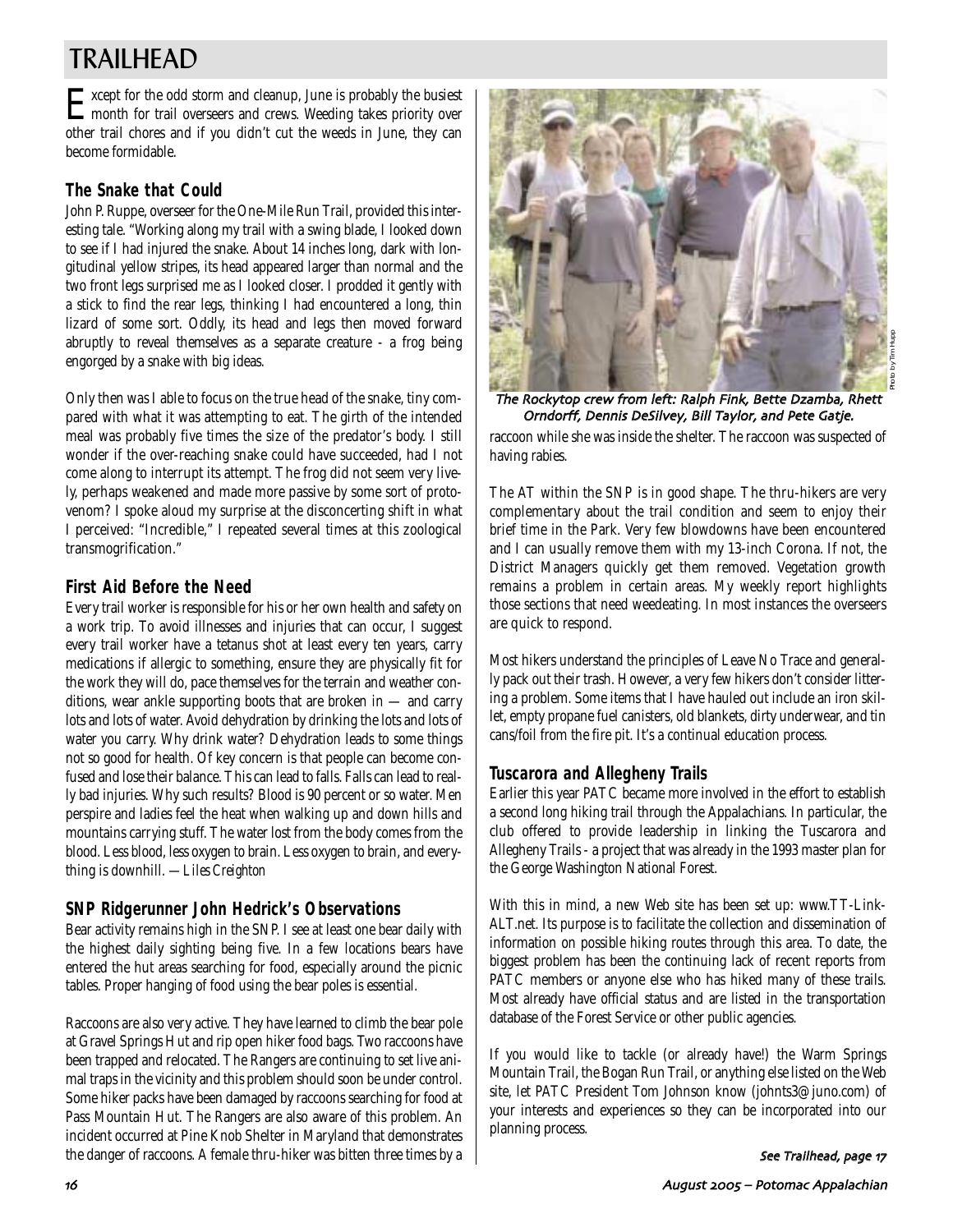# TRAILHEAD

Except for the odd storm and cleanup, June is probably the busiest month for trail overseers and crews. Weeding takes priority over other trail chores and if you didn't cut the weeds in June, they can become formidable.

## The Snake that Could

John P. Ruppe, overseer for the One-Mile Run Trail, provided this interesting tale. "Working along my trail with a swing blade, I looked down to see if I had injured the snake. About 14 inches long, dark with longitudinal yellow stripes, its head appeared larger than normal and the two front legs surprised me as I looked closer. I prodded it gently with a stick to find the rear legs, thinking I had encountered a long, thin lizard of some sort. Oddly, its head and legs then moved forward abruptly to reveal themselves as a separate creature - a frog being engorged by a snake with big ideas.

Only then was I able to focus on the true head of the snake, tiny compared with what it was attempting to eat. The girth of the intended meal was probably five times the size of the predator's body. I still wonder if the over-reaching snake could have succeeded, had I not come along to interrupt its attempt. The frog did not seem very lively, perhaps weakened and made more passive by some sort of proto-venom? I spoke aloud my surprise at the disconcerting shift in what I perceived: "Incredible," I repeated several times at this zoological transmogrification."

## First Aid Before the Need

Every trail worker is responsible for his or her own health and safety on a work trip. To avoid illnesses and injuries that can occur, I suggest every trail worker have a tetanus shot at least every ten years, carry medications if allergic to something, ensure they are physically fit for the work they will do, pace themselves for the terrain and weather conditions, wear ankle supporting boots that are broken in — and carry lots and lots of water. Avoid dehydration by drinking the lots and lots of water you carry. Why drink water? Dehydration leads to some things not so good for health. Of key concern is that people can become confused and lose their balance. This can lead to falls. Falls can lead to really bad injuries. Why such results? Blood is 90 percent or so water. Men perspire and ladies feel the heat when walking up and down hills and mountains carrying stuff. The water lost from the body comes from the blood. Less blood, less oxygen to brain. Less oxygen to brain, and everything is downhill. *—Liles Creighton*

## SNP Ridgerunner John Hedrick's Observations

Bear activity remains high in the SNP. I see at least one bear daily with the highest daily sighting being five. In a few locations bears have entered the hut areas searching for food, especially around the picnic tables. Proper hanging of food using the bear poles is essential.

Raccoons are also very active. They have learned to climb the bear pole at Gravel Springs Hut and rip open hiker food bags. Two raccoons have been trapped and relocated. The Rangers are continuing to set live animal traps in the vicinity and this problem should soon be under control. Some hiker packs have been damaged by raccoons searching for food at Pass Mountain Hut. The Rangers are also aware of this problem. An incident occurred at Pine Knob Shelter in Maryland that demonstrates the danger of raccoons. A female thru-hiker was bitten three times by a raccoon while she was inside the shelter. The raccoon was suspected of having rabies.

*The Rockytop crew from left: Ralph Fink, Bette Dzamba, Rhett Orndorff, Dennis DeSilvey, Bill Taylor, and Pete Gatje.*

Photo by Tim Hupp

The AT within the SNP is in good shape. The thru-hikers are very complementary about the trail condition and seem to enjoy their brief time in the Park. Very few blowdowns have been encountered and I can usually remove them with my 13-inch Corona. If not, the District Managers quickly get them removed. Vegetation growth remains a problem in certain areas. My weekly report highlights those sections that need weedeating. In most instances the overseers are quick to respond.

Most hikers understand the principles of Leave No Trace and generally pack out their trash. However, a very few hikers don't consider littering a problem. Some items that I have hauled out include an iron skillet, empty propane fuel canisters, old blankets, dirty underwear, and tin cans/foil from the fire pit. It's a continual education process.

## Tuscarora and Allegheny Trails

Earlier this year PATC became more involved in the effort to establish a second long hiking trail through the Appalachians. In particular, the club offered to provide leadership in linking the Tuscarora and Allegheny Trails - a project that was already in the 1993 master plan for the George Washington National Forest.

With this in mind, a new Web site has been set up: www.TT-Link-ALT.net. Its purpose is to facilitate the collection and dissemination of information on possible hiking routes through this area. To date, the biggest problem has been the continuing lack of recent reports from PATC members or anyone else who has hiked many of these trails. Most already have official status and are listed in the transportation database of the Forest Service or other public agencies.

If you would like to tackle (or already have!) the Warm Springs Mountain Trail, the Bogan Run Trail, or anything else listed on the Web site, let PATC President Tom Johnson know (johnts3@juno.com) of your interests and experiences so they can be incorporated into our planning process.

*See Trailhead, page 17*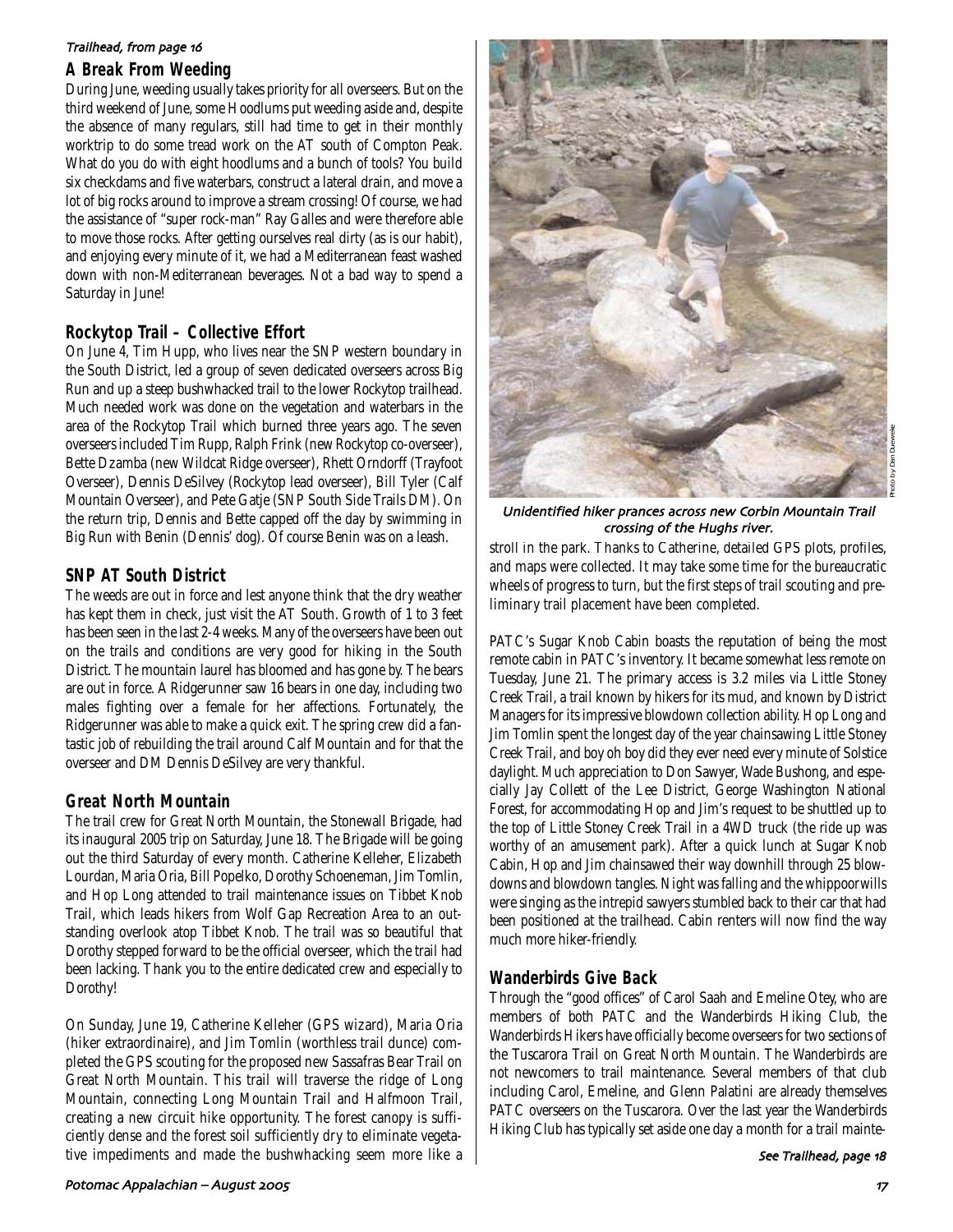*Trailhead, from page 16*

## A Break From Weeding

During June, weeding usually takes priority for all overseers. But on the third weekend of June, some Hoodlums put weeding aside and, despite the absence of many regulars, still had time to get in their monthly worktrip to do some tread work on the AT south of Compton Peak. What do you do with eight hoodlums and a bunch of tools? You build six checkdams and five waterbars, construct a lateral drain, and move a lot of big rocks around to improve a stream crossing! Of course, we had the assistance of "super rock-man" Ray Galles and were therefore able to move those rocks. After getting ourselves real dirty (as is our habit), and enjoying every minute of it, we had a Mediterranean feast washed down with non-Mediterranean beverages. Not a bad way to spend a Saturday in June!

## Rockytop Trail – Collective Effort

On June 4, Tim Hupp, who lives near the SNP western boundary in the South District, led a group of seven dedicated overseers across Big Run and up a steep bushwhacked trail to the lower Rockytop trailhead. Much needed work was done on the vegetation and waterbars in the area of the Rockytop Trail which burned three years ago. The seven overseers included Tim Rupp, Ralph Frink (new Rockytop co-overseer), Bette Dzamba (new Wildcat Ridge overseer), Rhett Orndorff (Trayfoot Overseer), Dennis DeSilvey (Rockytop lead overseer), Bill Tyler (Calf Mountain Overseer), and Pete Gatje (SNP South Side Trails DM). On the return trip, Dennis and Bette capped off the day by swimming in Big Run with Benin (Dennis' dog). Of course Benin was on a leash.

## SNP AT South District

The weeds are out in force and lest anyone think that the dry weather has kept them in check, just visit the AT South. Growth of 1 to 3 feet has been seen in the last 2-4 weeks. Many of the overseers have been out on the trails and conditions are very good for hiking in the South District. The mountain laurel has bloomed and has gone by. The bears are out in force. A Ridgerunner saw 16 bears in one day, including two males fighting over a female for her affections. Fortunately, the Ridgerunner was able to make a quick exit. The spring crew did a fantastic job of rebuilding the trail around Calf Mountain and for that the overseer and DM Dennis DeSilvey are very thankful.

## Great North Mountain

The trail crew for Great North Mountain, the Stonewall Brigade, had its inaugural 2005 trip on Saturday, June 18. The Brigade will be going out the third Saturday of every month. Catherine Kelleher, Elizabeth Lourdan, Maria Oria, Bill Popelko, Dorothy Schoeneman, Jim Tomlin, and Hop Long attended to trail maintenance issues on Tibbet Knob Trail, which leads hikers from Wolf Gap Recreation Area to an outstanding overlook atop Tibbet Knob. The trail was so beautiful that Dorothy stepped forward to be the official overseer, which the trail had been lacking. Thank you to the entire dedicated crew and especially to Dorothy!

On Sunday, June 19, Catherine Kelleher (GPS wizard), Maria Oria (hiker extraordinaire), and Jim Tomlin (worthless trail dunce) completed the GPS scouting for the proposed new Sassafras Bear Trail on Great North Mountain. This trail will traverse the ridge of Long Mountain, connecting Long Mountain Trail and Halfmoon Trail, creating a new circuit hike opportunity. The forest canopy is sufficiently dense and the forest soil sufficiently dry to eliminate vegetative impediments and made the bushwhacking seem more like a stroll in the park. Thanks to Catherine, detailed GPS plots, profiles, and maps were collected. It may take some time for the bureaucratic wheels of progress to turn, but the first steps of trail scouting and preliminary trail placement have been completed.

*Photo by Dan Dueweke*

*Unidentified hiker prances across new Corbin Mountain Trail crossing of the Hughs river.*

PATC's Sugar Knob Cabin boasts the reputation of being the most remote cabin in PATC's inventory. It became somewhat less remote on Tuesday, June 21. The primary access is 3.2 miles via Little Stoney Creek Trail, a trail known by hikers for its mud, and known by District Managers for its impressive blowdown collection ability. Hop Long and Jim Tomlin spent the longest day of the year chainsawing Little Stoney Creek Trail, and boy oh boy did they ever need every minute of Solstice daylight. Much appreciation to Don Sawyer, Wade Bushong, and especially Jay Collett of the Lee District, George Washington National Forest, for accommodating Hop and Jim's request to be shuttled up to the top of Little Stoney Creek Trail in a 4WD truck (the ride up was worthy of an amusement park). After a quick lunch at Sugar Knob Cabin, Hop and Jim chainsawed their way downhill through 25 blowdowns and blowdown tangles. Night was falling and the whippoorwills were singing as the intrepid sawyers stumbled back to their car that had been positioned at the trailhead. Cabin renters will now find the way much more hiker-friendly.

## Wanderbirds Give Back

Through the "good offices" of Carol Saah and Emeline Otey, who are members of both PATC and the Wanderbirds Hiking Club, the Wanderbirds Hikers have officially become overseers for two sections of the Tuscarora Trail on Great North Mountain. The Wanderbirds are not newcomers to trail maintenance. Several members of that club including Carol, Emeline, and Glenn Palatini are already themselves PATC overseers on the Tuscarora. Over the last year the Wanderbirds Hiking Club has typically set aside one day a month for a trail mainte-

*See Trailhead, page 18*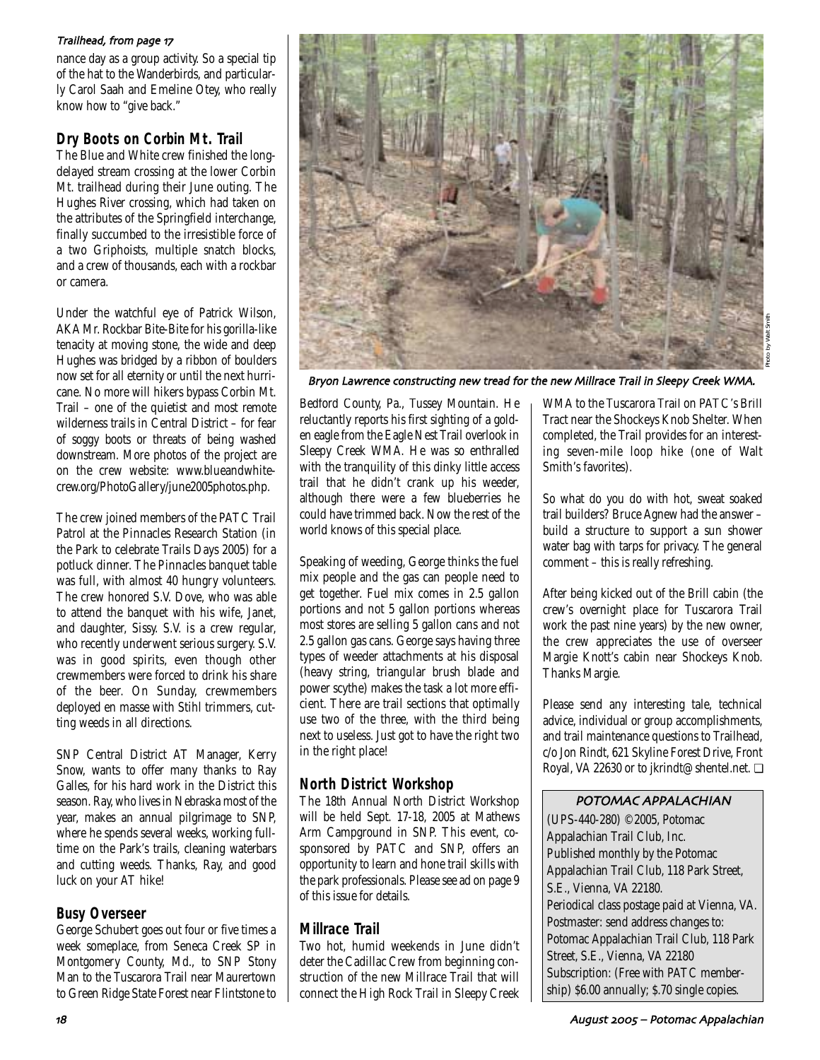*Trailhead, from page 17*

nance day as a group activity. So a special tip of the hat to the Wanderbirds, and particularly Carol Saah and Emeline Otey, who really know how to "give back."

## Dry Boots on Corbin Mt. Trail

The Blue and White crew finished the long-delayed stream crossing at the lower Corbin Mt. trailhead during their June outing. The Hughes River crossing, which had taken on the attributes of the Springfield interchange, finally succumbed to the irresistible force of a two Griphoists, multiple snatch blocks, and a crew of thousands, each with a rockbar or camera.

Under the watchful eye of Patrick Wilson, AKA Mr. Rockbar Bite-Bite for his gorilla-like tenacity at moving stone, the wide and deep Hughes was bridged by a ribbon of boulders now set for all eternity or until the next hurricane. No more will hikers bypass Corbin Mt. Trail – one of the quietist and most remote wilderness trails in Central District – for fear of soggy boots or threats of being washed downstream. More photos of the project are on the crew website: www.blueandwhitecrew.org/PhotoGallery/june2005photos.php.

The crew joined members of the PATC Trail Patrol at the Pinnacles Research Station (in the Park to celebrate Trails Days 2005) for a potluck dinner. The Pinnacles banquet table was full, with almost 40 hungry volunteers. The crew honored S.V. Dove, who was able to attend the banquet with his wife, Janet, and daughter, Sissy. S.V. is a crew regular, who recently underwent serious surgery. S.V. was in good spirits, even though other crewmembers were forced to drink his share of the beer. On Sunday, crewmembers deployed en masse with Stihl trimmers, cutting weeds in all directions.

SNP Central District AT Manager, Kerry Snow, wants to offer many thanks to Ray Galles, for his hard work in the District this season. Ray, who lives in Nebraska most of the year, makes an annual pilgrimage to SNP, where he spends several weeks, working full-time on the Park's trails, cleaning waterbars and cutting weeds. Thanks, Ray, and good luck on your AT hike!

## Busy Overseer

George Schubert goes out four or five times a week someplace, from Seneca Creek SP in Montgomery County, Md., to SNP Stony Man to the Tuscarora Trail near Maurertown to Green Ridge State Forest near Flintstone to Bedford County, Pa., Tussey Mountain. He reluctantly reports his first sighting of a golden eagle from the Eagle Nest Trail overlook in Sleepy Creek WMA. He was so enthralled with the tranquility of this dinky little access trail that he didn't crank up his weeder, although there were a few blueberries he could have trimmed back. Now the rest of the world knows of this special place.

*Bryon Lawrence constructing new tread for the new Millrace Trail in Sleepy Creek WMA.*

Photo by Walt Smith

Speaking of weeding, George thinks the fuel mix people and the gas can people need to get together. Fuel mix comes in 2.5 gallon portions and not 5 gallon portions whereas most stores are selling 5 gallon cans and not 2.5 gallon gas cans. George says having three types of weeder attachments at his disposal (heavy string, triangular brush blade and power scythe) makes the task a lot more efficient. There are trail sections that optimally use two of the three, with the third being next to useless. Just got to have the right two in the right place!

## North District Workshop

The 18th Annual North District Workshop will be held Sept. 17-18, 2005 at Mathews Arm Campground in SNP. This event, co-sponsored by PATC and SNP, offers an opportunity to learn and hone trail skills with the park professionals. Please see ad on page 9 of this issue for details.

## Millrace Trail

Two hot, humid weekends in June didn't deter the Cadillac Crew from beginning construction of the new Millrace Trail that will connect the High Rock Trail in Sleepy Creek WMA to the Tuscarora Trail on PATC's Brill Tract near the Shockeys Knob Shelter. When completed, the Trail provides for an interesting seven-mile loop hike (one of Walt Smith's favorites).

So what do you do with hot, sweat soaked trail builders? Bruce Agnew had the answer – build a structure to support a sun shower water bag with tarps for privacy. The general comment – this is really refreshing.

After being kicked out of the Brill cabin (the crew's overnight place for Tuscarora Trail work the past nine years) by the new owner, the crew appreciates the use of overseer Margie Knott's cabin near Shockeys Knob. Thanks Margie.

Please send any interesting tale, technical advice, individual or group accomplishments, and trail maintenance questions to Trailhead, c/o Jon Rindt, 621 Skyline Forest Drive, Front Royal, VA 22630 or to jkrindt@shentel.net. ❑

### POTOMAC APPALACHIAN

(UPS-440-280) ©2005, Potomac Appalachian Trail Club, Inc.
Published monthly by the Potomac Appalachian Trail Club, 118 Park Street, S.E., Vienna, VA 22180.
Periodical class postage paid at Vienna, VA.
Postmaster: send address changes to: Potomac Appalachian Trail Club, 118 Park Street, S.E., Vienna, VA 22180
Subscription: (Free with PATC membership) $6.00 annually; $.70 single copies.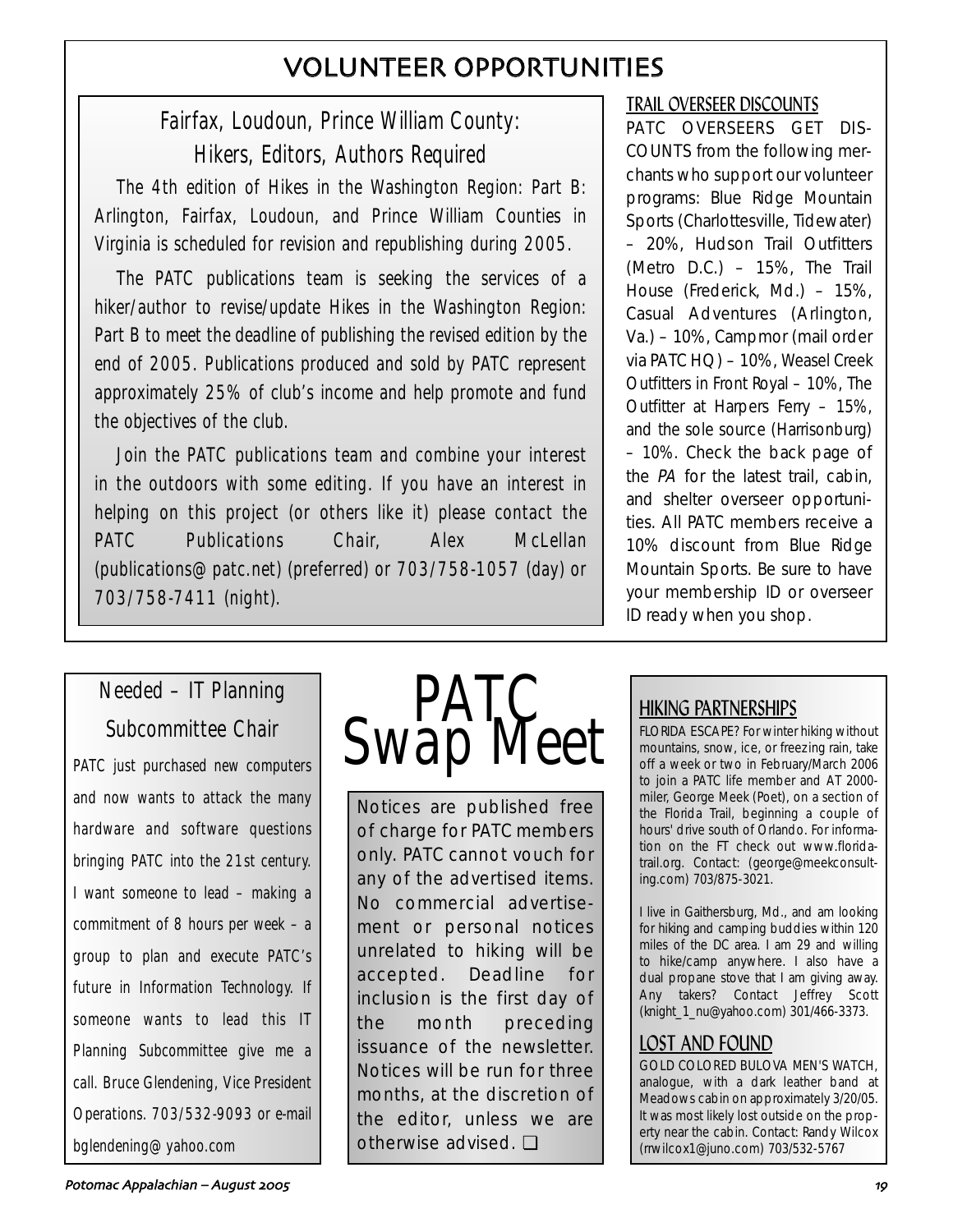# VOLUNTEER OPPORTUNITIES

## Fairfax, Loudoun, Prince William County: Hikers, Editors, Authors Required

The 4th edition of Hikes in the Washington Region: Part B: Arlington, Fairfax, Loudoun, and Prince William Counties in Virginia is scheduled for revision and republishing during 2005.

The PATC publications team is seeking the services of a hiker/author to revise/update Hikes in the Washington Region: Part B to meet the deadline of publishing the revised edition by the end of 2005. Publications produced and sold by PATC represent approximately 25% of club's income and help promote and fund the objectives of the club.

Join the PATC publications team and combine your interest in the outdoors with some editing. If you have an interest in helping on this project (or others like it) please contact the PATC Publications Chair, Alex McLellan (publications@patc.net) (preferred) or 703/758-1057 (day) or 703/758-7411 (night).

## TRAIL OVERSEER DISCOUNTS

PATC OVERSEERS GET DISCOUNTS from the following merchants who support our volunteer programs: Blue Ridge Mountain Sports (Charlottesville, Tidewater) – 20%, Hudson Trail Outfitters (Metro D.C.) – 15%, The Trail House (Frederick, Md.) – 15%, Casual Adventures (Arlington, Va.) – 10%, Campmor (mail order via PATC HQ) – 10%, Weasel Creek Outfitters in Front Royal – 10%, The Outfitter at Harpers Ferry – 15%, and the sole source (Harrisonburg) – 10%. Check the back page of the *PA* for the latest trail, cabin, and shelter overseer opportunities. All PATC members receive a 10% discount from Blue Ridge Mountain Sports. Be sure to have your membership ID or overseer ID ready when you shop.

## Needed – IT Planning Subcommittee Chair

PATC just purchased new computers and now wants to attack the many hardware and software questions bringing PATC into the 21st century. I want someone to lead – making a commitment of 8 hours per week – a group to plan and execute PATC's future in Information Technology. If someone wants to lead this IT Planning Subcommittee give me a call. Bruce Glendening, Vice President Operations. 703/532-9093 or e-mail bglendening@yahoo.com

# PATC Swap Meet

Notices are published free of charge for PATC members only. PATC cannot vouch for any of the advertised items. No commercial advertisement or personal notices unrelated to hiking will be accepted. Deadline for inclusion is the first day of the month preceding issuance of the newsletter. Notices will be run for three months, at the discretion of the editor, unless we are otherwise advised. ❑

## HIKING PARTNERSHIPS

FLORIDA ESCAPE? For winter hiking without mountains, snow, ice, or freezing rain, take off a week or two in February/March 2006 to join a PATC life member and AT 2000-miler, George Meek (Poet), on a section of the Florida Trail, beginning a couple of hours' drive south of Orlando. For information on the FT check out www.floridatrail.org. Contact: (george@meekconsulting.com) 703/875-3021.

I live in Gaithersburg, Md., and am looking for hiking and camping buddies within 120 miles of the DC area. I am 29 and willing to hike/camp anywhere. I also have a dual propane stove that I am giving away. Any takers? Contact Jeffrey Scott (knight_1_nu@yahoo.com) 301/466-3373.

## LOST AND FOUND

GOLD COLORED BULOVA MEN'S WATCH, analogue, with a dark leather band at Meadows cabin on approximately 3/20/05. It was most likely lost outside on the property near the cabin. Contact: Randy Wilcox (rrwilcox1@juno.com) 703/532-5767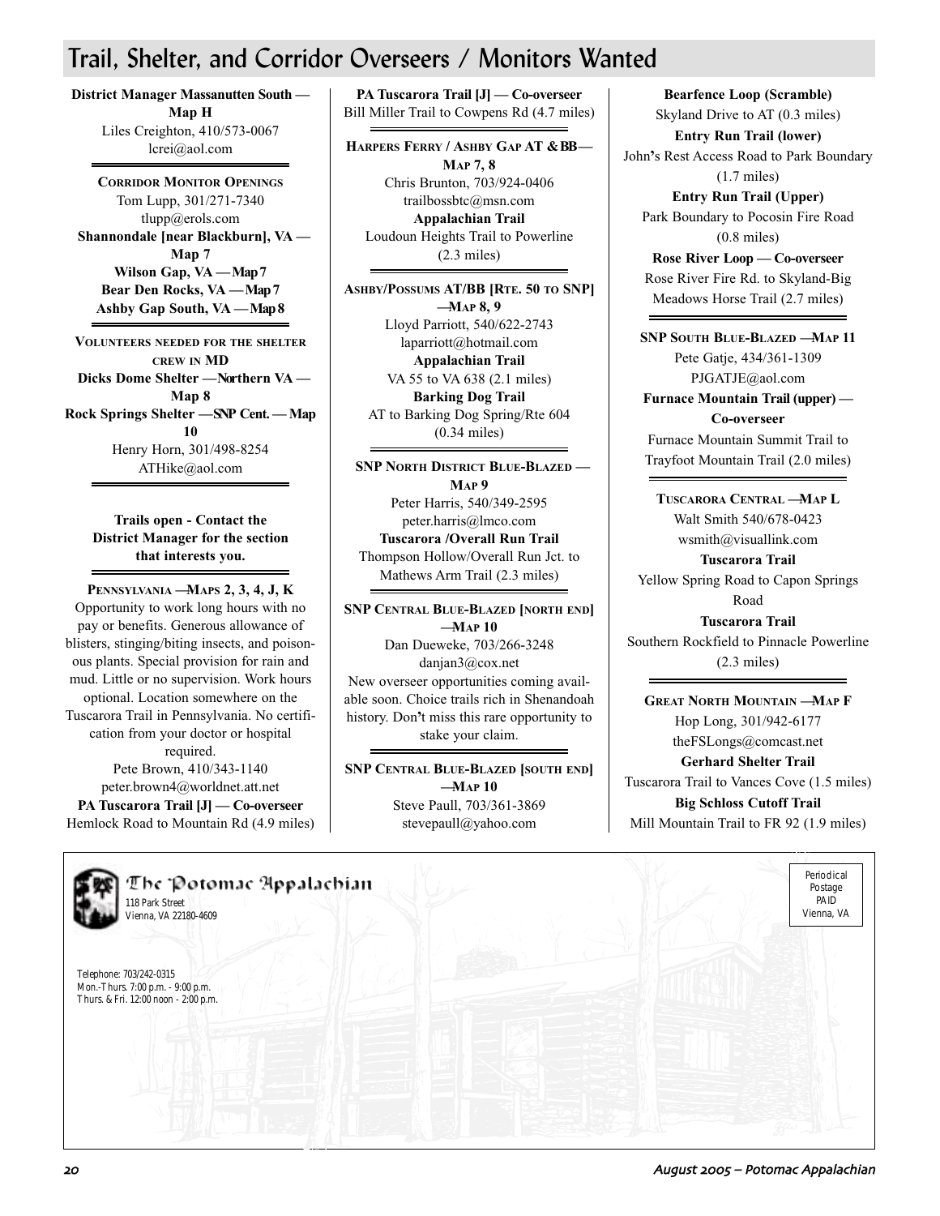# Trail, Shelter, and Corridor Overseers / Monitors Wanted

**District Manager Massanutten South — Map H**
Liles Creighton, 410/573-0067
lcrei@aol.com

**CORRIDOR MONITOR OPENINGS**
Tom Lupp, 301/271-7340
tlupp@erols.com
**Shannondale [near Blackburn], VA — Map 7**
**Wilson Gap, VA — Map 7**
**Bear Den Rocks, VA — Map 7**
**Ashby Gap South, VA — Map 8**

**VOLUNTEERS NEEDED FOR THE SHELTER CREW IN MD**
**Dicks Dome Shelter — Northern VA — Map 8**
**Rock Springs Shelter — SNP Cent. — Map 10**
Henry Horn, 301/498-8254
ATHike@aol.com

**Trails open - Contact the District Manager for the section that interests you.**

**PENNSYLVANIA — MAPS 2, 3, 4, J, K**
Opportunity to work long hours with no pay or benefits. Generous allowance of blisters, stinging/biting insects, and poisonous plants. Special provision for rain and mud. Little or no supervision. Work hours optional. Location somewhere on the Tuscarora Trail in Pennsylvania. No certification from your doctor or hospital required.
Pete Brown, 410/343-1140
peter.brown4@worldnet.att.net
**PA Tuscarora Trail [J] — Co-overseer**
Hemlock Road to Mountain Rd (4.9 miles)
**PA Tuscarora Trail [J] — Co-overseer**
Bill Miller Trail to Cowpens Rd (4.7 miles)

**HARPERS FERRY / ASHBY GAP AT & BB — MAP 7, 8**
Chris Brunton, 703/924-0406
trailbossbtc@msn.com
**Appalachian Trail**
Loudoun Heights Trail to Powerline (2.3 miles)

**ASHBY/POSSUMS AT/BB [RTE. 50 TO SNP] — MAP 8, 9**
Lloyd Parriott, 540/622-2743
laparriott@hotmail.com
**Appalachian Trail**
VA 55 to VA 638 (2.1 miles)
**Barking Dog Trail**
AT to Barking Dog Spring/Rte 604 (0.34 miles)

**SNP NORTH DISTRICT BLUE-BLAZED — MAP 9**
Peter Harris, 540/349-2595
peter.harris@lmco.com
**Tuscarora /Overall Run Trail**
Thompson Hollow/Overall Run Jct. to Mathews Arm Trail (2.3 miles)

**SNP CENTRAL BLUE-BLAZED [NORTH END] — MAP 10**
Dan Dueweke, 703/266-3248
danjan3@cox.net
New overseer opportunities coming available soon. Choice trails rich in Shenandoah history. Don't miss this rare opportunity to stake your claim.

**SNP CENTRAL BLUE-BLAZED [SOUTH END] — MAP 10**
Steve Paull, 703/361-3869
stevepaull@yahoo.com
**Bearfence Loop (Scramble)**
Skyland Drive to AT (0.3 miles)
**Entry Run Trail (lower)**
John's Rest Access Road to Park Boundary (1.7 miles)
**Entry Run Trail (Upper)**
Park Boundary to Pocosin Fire Road (0.8 miles)
**Rose River Loop — Co-overseer**
Rose River Fire Rd. to Skyland-Big Meadows Horse Trail (2.7 miles)

**SNP SOUTH BLUE-BLAZED — MAP 11**
Pete Gatje, 434/361-1309
PJGATJE@aol.com
**Furnace Mountain Trail (upper) — Co-overseer**
Furnace Mountain Summit Trail to Trayfoot Mountain Trail (2.0 miles)

**TUSCARORA CENTRAL — MAP L**
Walt Smith 540/678-0423
wsmith@visuallink.com
**Tuscarora Trail**
Yellow Spring Road to Capon Springs Road
**Tuscarora Trail**
Southern Rockfield to Pinnacle Powerline (2.3 miles)

**GREAT NORTH MOUNTAIN — MAP F**
Hop Long, 301/942-6177
theFSLongs@comcast.net
**Gerhard Shelter Trail**
Tuscarora Trail to Vances Cove (1.5 miles)
**Big Schloss Cutoff Trail**
Mill Mountain Trail to FR 92 (1.9 miles)

The Potomac Appalachian
118 Park Street
Vienna, VA 22180-4609

Periodical Postage PAID Vienna, VA

Telephone: 703/242-0315
Mon.-Thurs. 7:00 p.m. - 9:00 p.m.
Thurs. & Fri. 12:00 noon - 2:00 p.m.